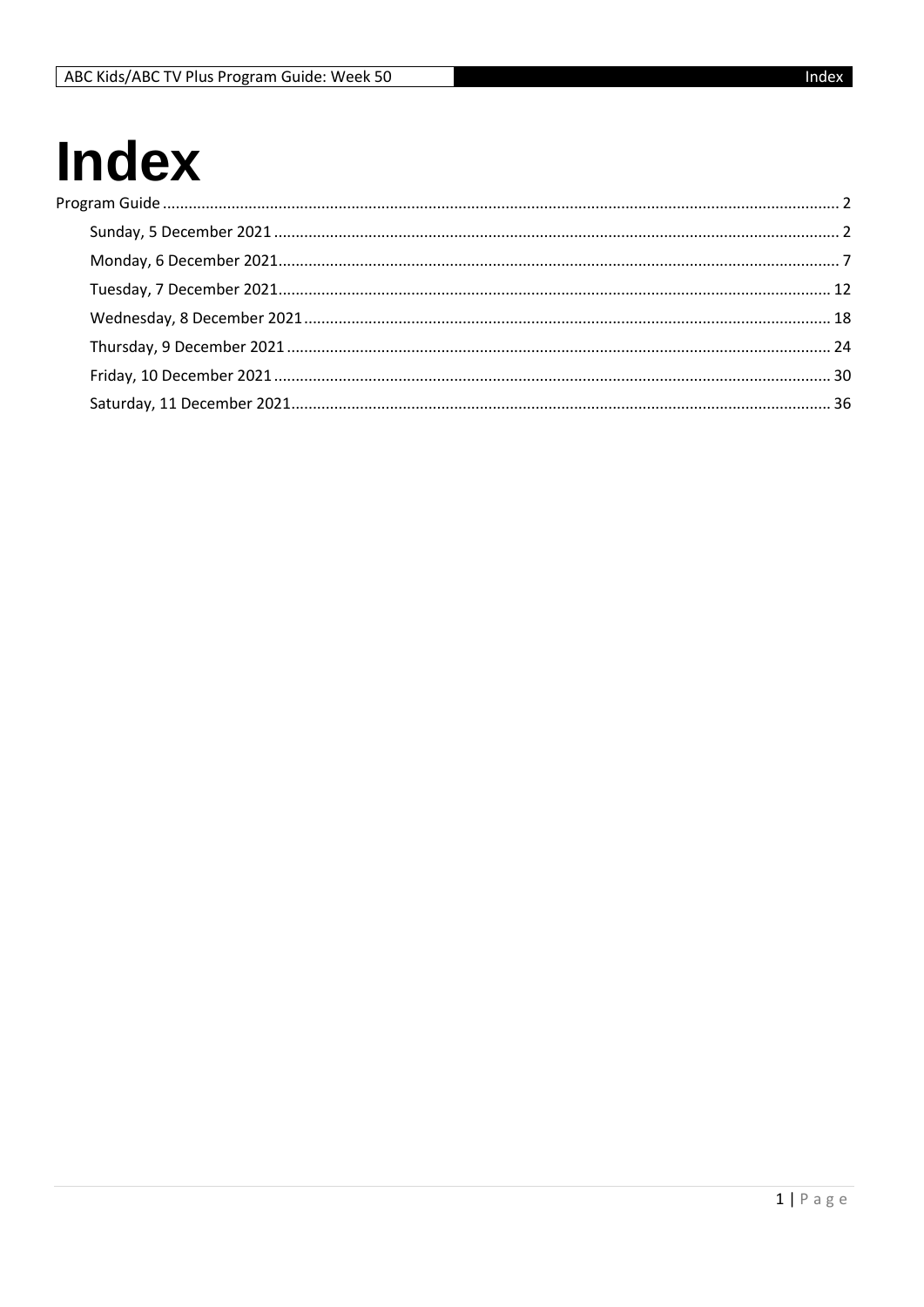# Index

Program Guide ... 2

- Sunday, 5 December 2021 ... 2
- Monday, 6 December 2021 ... 7
- Tuesday, 7 December 2021 ... 12
- Wednesday, 8 December 2021 ... 18
- Thursday, 9 December 2021 ... 24
- Friday, 10 December 2021 ... 30
- Saturday, 11 December 2021 ... 36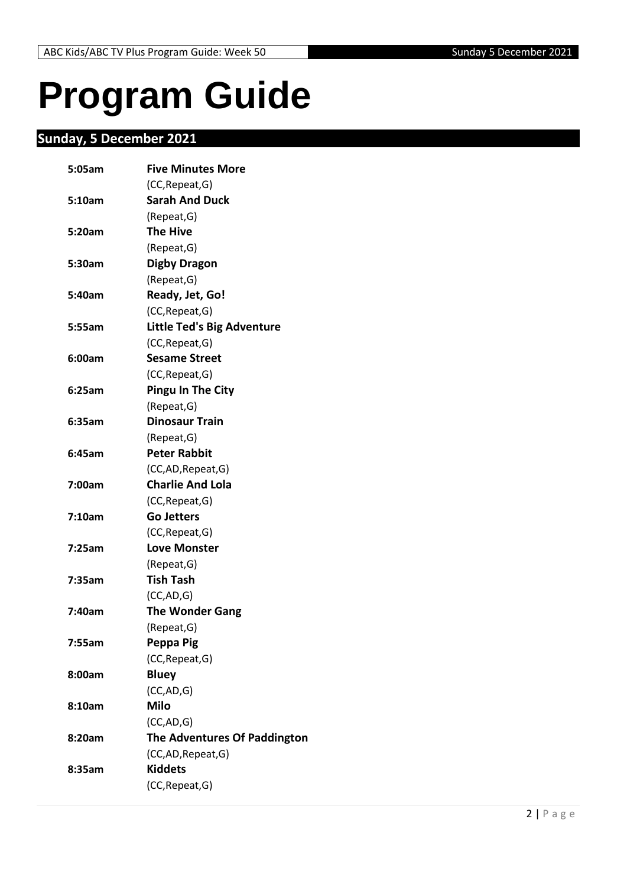# Program Guide

## Sunday, 5 December 2021

**5:05am** **Five Minutes More**
(CC,Repeat,G)

**5:10am** **Sarah And Duck**
(Repeat,G)

**5:20am** **The Hive**
(Repeat,G)

**5:30am** **Digby Dragon**
(Repeat,G)

**5:40am** **Ready, Jet, Go!**
(CC,Repeat,G)

**5:55am** **Little Ted's Big Adventure**
(CC,Repeat,G)

**6:00am** **Sesame Street**
(CC,Repeat,G)

**6:25am** **Pingu In The City**
(Repeat,G)

**6:35am** **Dinosaur Train**
(Repeat,G)

**6:45am** **Peter Rabbit**
(CC,AD,Repeat,G)

**7:00am** **Charlie And Lola**
(CC,Repeat,G)

**7:10am** **Go Jetters**
(CC,Repeat,G)

**7:25am** **Love Monster**
(Repeat,G)

**7:35am** **Tish Tash**
(CC,AD,G)

**7:40am** **The Wonder Gang**
(Repeat,G)

**7:55am** **Peppa Pig**
(CC,Repeat,G)

**8:00am** **Bluey**
(CC,AD,G)

**8:10am** **Milo**
(CC,AD,G)

**8:20am** **The Adventures Of Paddington**
(CC,AD,Repeat,G)

**8:35am** **Kiddets**
(CC,Repeat,G)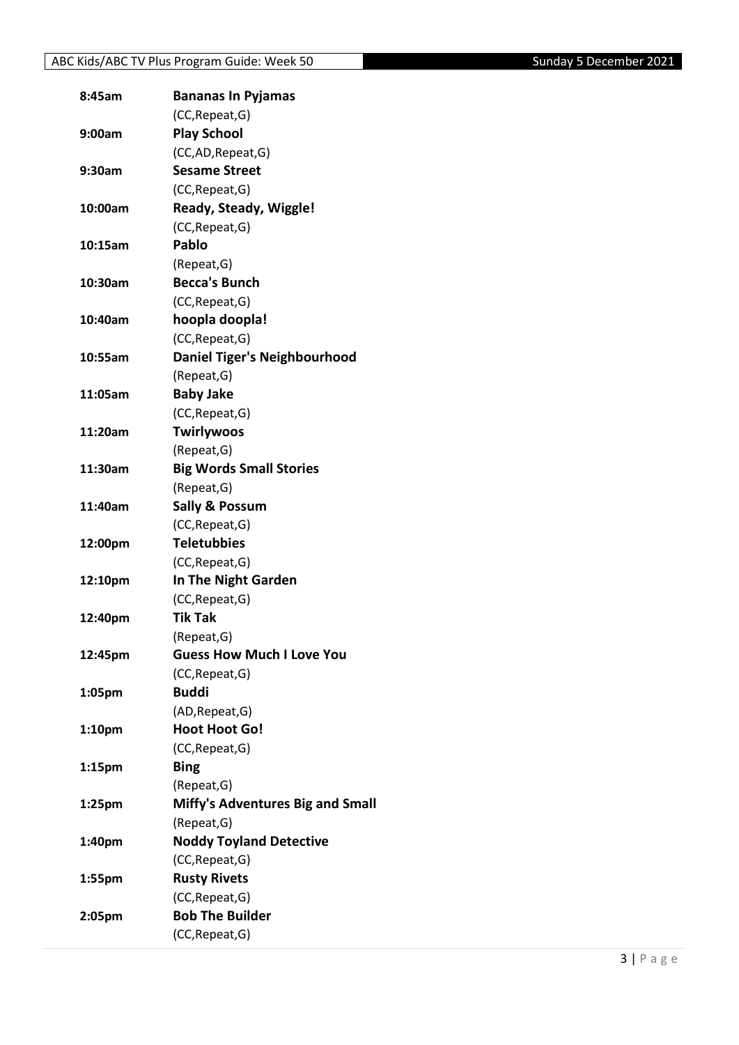| | |
|---|---|
| **8:45am** | **Bananas In Pyjamas** |
| | (CC,Repeat,G) |
| **9:00am** | **Play School** |
| | (CC,AD,Repeat,G) |
| **9:30am** | **Sesame Street** |
| | (CC,Repeat,G) |
| **10:00am** | **Ready, Steady, Wiggle!** |
| | (CC,Repeat,G) |
| **10:15am** | **Pablo** |
| | (Repeat,G) |
| **10:30am** | **Becca's Bunch** |
| | (CC,Repeat,G) |
| **10:40am** | **hoopla doopla!** |
| | (CC,Repeat,G) |
| **10:55am** | **Daniel Tiger's Neighbourhood** |
| | (Repeat,G) |
| **11:05am** | **Baby Jake** |
| | (CC,Repeat,G) |
| **11:20am** | **Twirlywoos** |
| | (Repeat,G) |
| **11:30am** | **Big Words Small Stories** |
| | (Repeat,G) |
| **11:40am** | **Sally & Possum** |
| | (CC,Repeat,G) |
| **12:00pm** | **Teletubbies** |
| | (CC,Repeat,G) |
| **12:10pm** | **In The Night Garden** |
| | (CC,Repeat,G) |
| **12:40pm** | **Tik Tak** |
| | (Repeat,G) |
| **12:45pm** | **Guess How Much I Love You** |
| | (CC,Repeat,G) |
| **1:05pm** | **Buddi** |
| | (AD,Repeat,G) |
| **1:10pm** | **Hoot Hoot Go!** |
| | (CC,Repeat,G) |
| **1:15pm** | **Bing** |
| | (Repeat,G) |
| **1:25pm** | **Miffy's Adventures Big and Small** |
| | (Repeat,G) |
| **1:40pm** | **Noddy Toyland Detective** |
| | (CC,Repeat,G) |
| **1:55pm** | **Rusty Rivets** |
| | (CC,Repeat,G) |
| **2:05pm** | **Bob The Builder** |
| | (CC,Repeat,G) |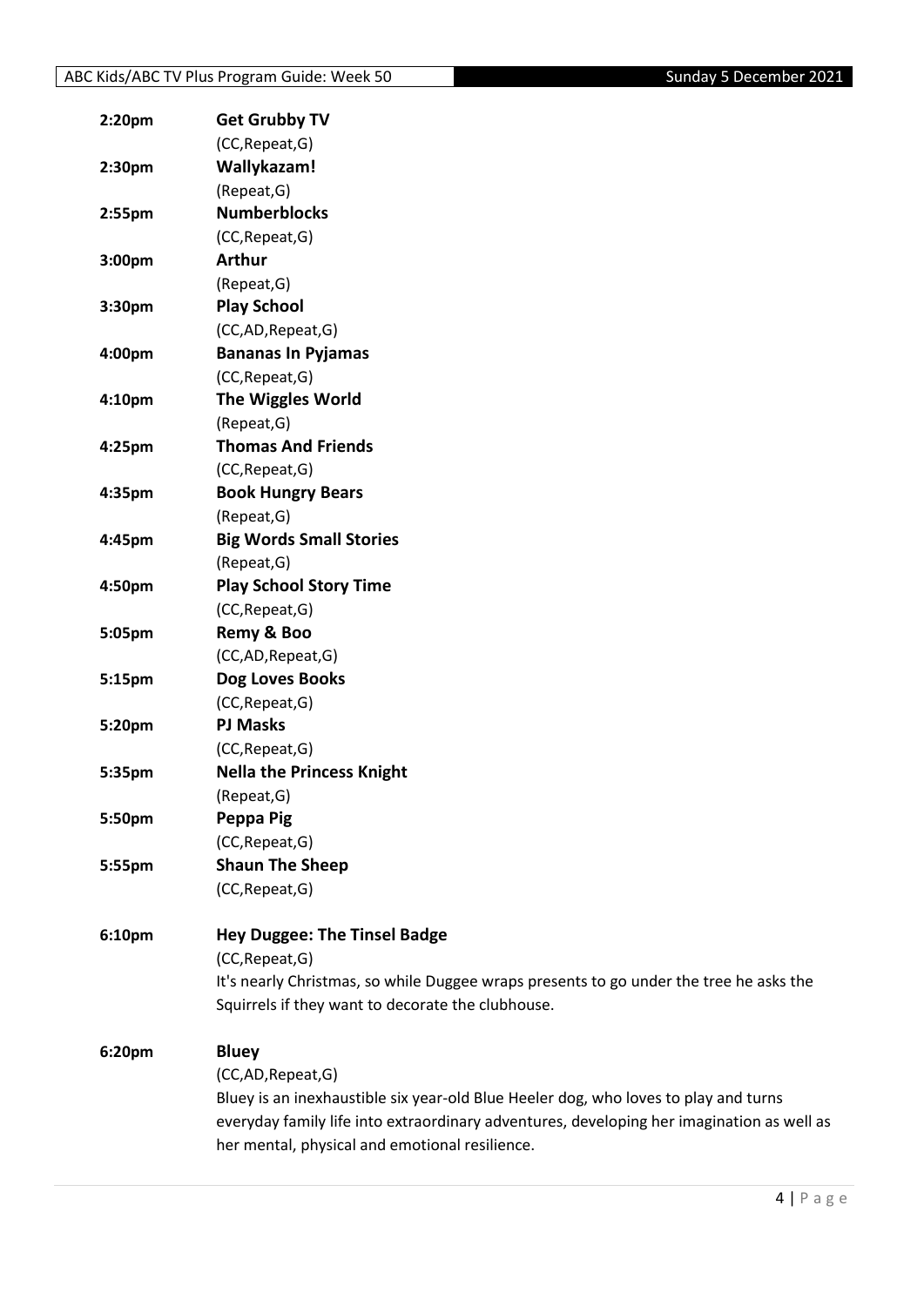**2:20pm** **Get Grubby TV**
(CC,Repeat,G)

**2:30pm** **Wallykazam!**
(Repeat,G)

**2:55pm** **Numberblocks**
(CC,Repeat,G)

**3:00pm** **Arthur**
(Repeat,G)

**3:30pm** **Play School**
(CC,AD,Repeat,G)

**4:00pm** **Bananas In Pyjamas**
(CC,Repeat,G)

**4:10pm** **The Wiggles World**
(Repeat,G)

**4:25pm** **Thomas And Friends**
(CC,Repeat,G)

**4:35pm** **Book Hungry Bears**
(Repeat,G)

**4:45pm** **Big Words Small Stories**
(Repeat,G)

**4:50pm** **Play School Story Time**
(CC,Repeat,G)

**5:05pm** **Remy & Boo**
(CC,AD,Repeat,G)

**5:15pm** **Dog Loves Books**
(CC,Repeat,G)

**5:20pm** **PJ Masks**
(CC,Repeat,G)

**5:35pm** **Nella the Princess Knight**
(Repeat,G)

**5:50pm** **Peppa Pig**
(CC,Repeat,G)

**5:55pm** **Shaun The Sheep**
(CC,Repeat,G)

**6:10pm** **Hey Duggee: The Tinsel Badge**
(CC,Repeat,G)
It's nearly Christmas, so while Duggee wraps presents to go under the tree he asks the Squirrels if they want to decorate the clubhouse.

**6:20pm** **Bluey**
(CC,AD,Repeat,G)
Bluey is an inexhaustible six year-old Blue Heeler dog, who loves to play and turns everyday family life into extraordinary adventures, developing her imagination as well as her mental, physical and emotional resilience.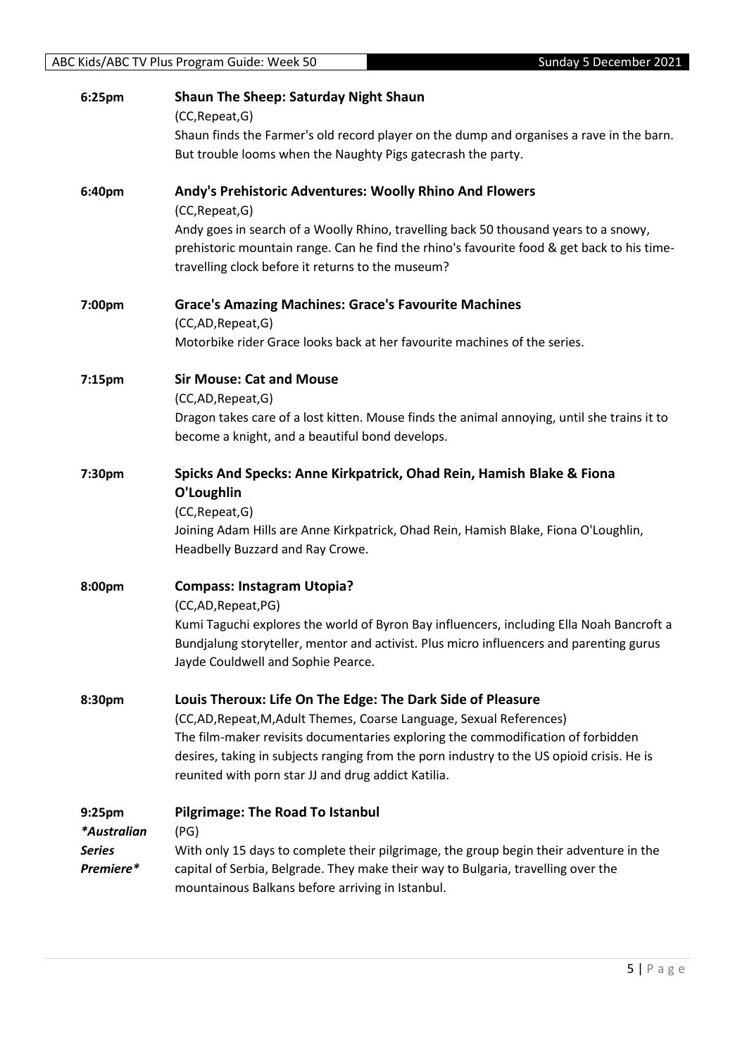**6:25pm** **Shaun The Sheep: Saturday Night Shaun**
(CC,Repeat,G)
Shaun finds the Farmer's old record player on the dump and organises a rave in the barn. But trouble looms when the Naughty Pigs gatecrash the party.

**6:40pm** **Andy's Prehistoric Adventures: Woolly Rhino And Flowers**
(CC,Repeat,G)
Andy goes in search of a Woolly Rhino, travelling back 50 thousand years to a snowy, prehistoric mountain range. Can he find the rhino's favourite food & get back to his time-travelling clock before it returns to the museum?

**7:00pm** **Grace's Amazing Machines: Grace's Favourite Machines**
(CC,AD,Repeat,G)
Motorbike rider Grace looks back at her favourite machines of the series.

**7:15pm** **Sir Mouse: Cat and Mouse**
(CC,AD,Repeat,G)
Dragon takes care of a lost kitten. Mouse finds the animal annoying, until she trains it to become a knight, and a beautiful bond develops.

**7:30pm** **Spicks And Specks: Anne Kirkpatrick, Ohad Rein, Hamish Blake & Fiona O'Loughlin**
(CC,Repeat,G)
Joining Adam Hills are Anne Kirkpatrick, Ohad Rein, Hamish Blake, Fiona O'Loughlin, Headbelly Buzzard and Ray Crowe.

**8:00pm** **Compass: Instagram Utopia?**
(CC,AD,Repeat,PG)
Kumi Taguchi explores the world of Byron Bay influencers, including Ella Noah Bancroft a Bundjalung storyteller, mentor and activist. Plus micro influencers and parenting gurus Jayde Couldwell and Sophie Pearce.

**8:30pm** **Louis Theroux: Life On The Edge: The Dark Side of Pleasure**
(CC,AD,Repeat,M,Adult Themes, Coarse Language, Sexual References)
The film-maker revisits documentaries exploring the commodification of forbidden desires, taking in subjects ranging from the porn industry to the US opioid crisis. He is reunited with porn star JJ and drug addict Katilia.

**9:25pm** *\*Australian Series Premiere\**
**Pilgrimage: The Road To Istanbul**
(PG)
With only 15 days to complete their pilgrimage, the group begin their adventure in the capital of Serbia, Belgrade. They make their way to Bulgaria, travelling over the mountainous Balkans before arriving in Istanbul.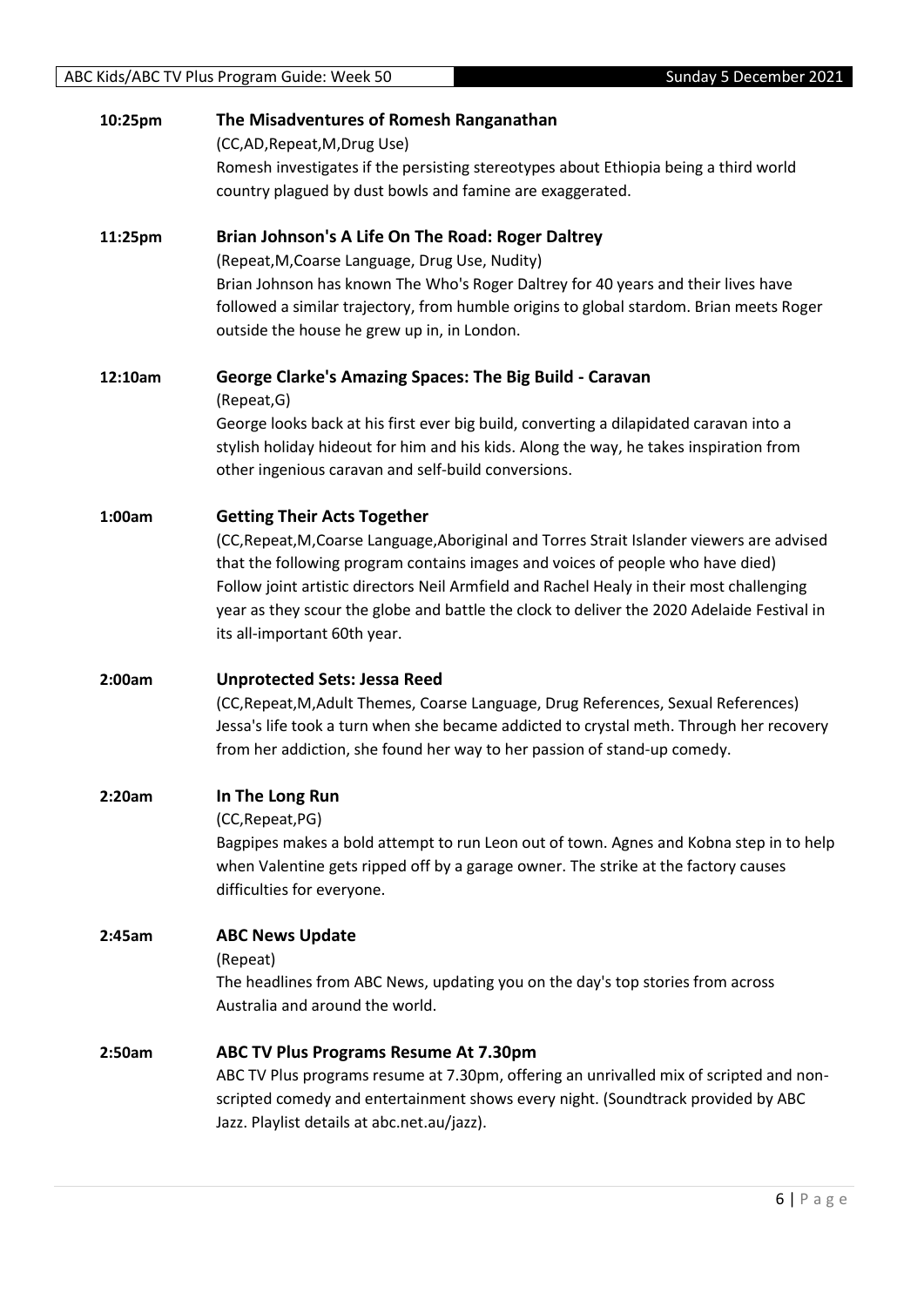**10:25pm** **The Misadventures of Romesh Ranganathan**

(CC,AD,Repeat,M,Drug Use)

Romesh investigates if the persisting stereotypes about Ethiopia being a third world country plagued by dust bowls and famine are exaggerated.

**11:25pm** **Brian Johnson's A Life On The Road: Roger Daltrey**

(Repeat,M,Coarse Language, Drug Use, Nudity)

Brian Johnson has known The Who's Roger Daltrey for 40 years and their lives have followed a similar trajectory, from humble origins to global stardom. Brian meets Roger outside the house he grew up in, in London.

**12:10am** **George Clarke's Amazing Spaces: The Big Build - Caravan**

(Repeat,G)

George looks back at his first ever big build, converting a dilapidated caravan into a stylish holiday hideout for him and his kids. Along the way, he takes inspiration from other ingenious caravan and self-build conversions.

**1:00am** **Getting Their Acts Together**

(CC,Repeat,M,Coarse Language,Aboriginal and Torres Strait Islander viewers are advised that the following program contains images and voices of people who have died)

Follow joint artistic directors Neil Armfield and Rachel Healy in their most challenging year as they scour the globe and battle the clock to deliver the 2020 Adelaide Festival in its all-important 60th year.

**2:00am** **Unprotected Sets: Jessa Reed**

(CC,Repeat,M,Adult Themes, Coarse Language, Drug References, Sexual References)

Jessa's life took a turn when she became addicted to crystal meth. Through her recovery from her addiction, she found her way to her passion of stand-up comedy.

**2:20am** **In The Long Run**

(CC,Repeat,PG)

Bagpipes makes a bold attempt to run Leon out of town. Agnes and Kobna step in to help when Valentine gets ripped off by a garage owner. The strike at the factory causes difficulties for everyone.

**2:45am** **ABC News Update**

(Repeat)

The headlines from ABC News, updating you on the day's top stories from across Australia and around the world.

**2:50am** **ABC TV Plus Programs Resume At 7.30pm**

ABC TV Plus programs resume at 7.30pm, offering an unrivalled mix of scripted and non-scripted comedy and entertainment shows every night. (Soundtrack provided by ABC Jazz. Playlist details at abc.net.au/jazz).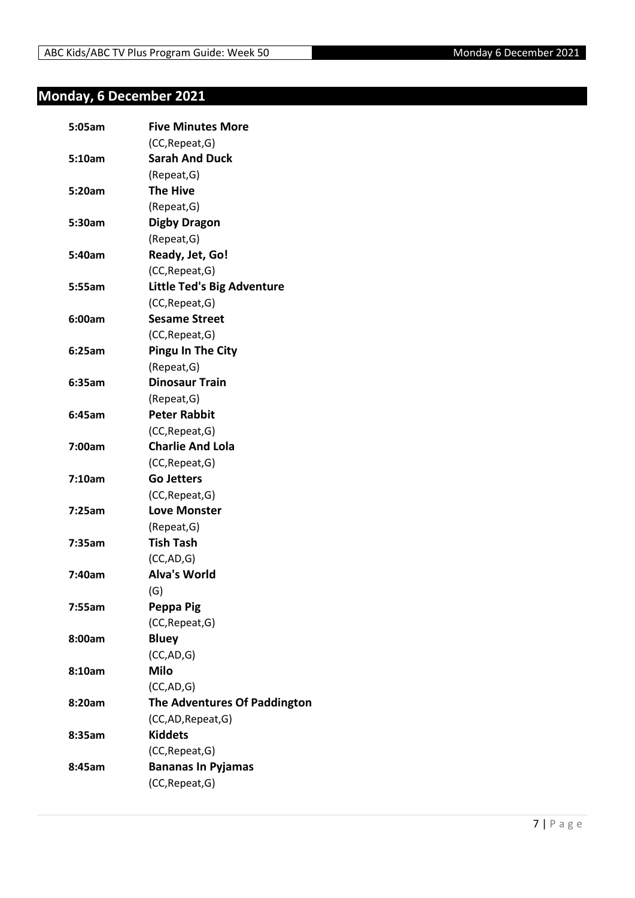## Monday, 6 December 2021

**5:05am** **Five Minutes More**
(CC,Repeat,G)

**5:10am** **Sarah And Duck**
(Repeat,G)

**5:20am** **The Hive**
(Repeat,G)

**5:30am** **Digby Dragon**
(Repeat,G)

**5:40am** **Ready, Jet, Go!**
(CC,Repeat,G)

**5:55am** **Little Ted's Big Adventure**
(CC,Repeat,G)

**6:00am** **Sesame Street**
(CC,Repeat,G)

**6:25am** **Pingu In The City**
(Repeat,G)

**6:35am** **Dinosaur Train**
(Repeat,G)

**6:45am** **Peter Rabbit**
(CC,Repeat,G)

**7:00am** **Charlie And Lola**
(CC,Repeat,G)

**7:10am** **Go Jetters**
(CC,Repeat,G)

**7:25am** **Love Monster**
(Repeat,G)

**7:35am** **Tish Tash**
(CC,AD,G)

**7:40am** **Alva's World**
(G)

**7:55am** **Peppa Pig**
(CC,Repeat,G)

**8:00am** **Bluey**
(CC,AD,G)

**8:10am** **Milo**
(CC,AD,G)

**8:20am** **The Adventures Of Paddington**
(CC,AD,Repeat,G)

**8:35am** **Kiddets**
(CC,Repeat,G)

**8:45am** **Bananas In Pyjamas**
(CC,Repeat,G)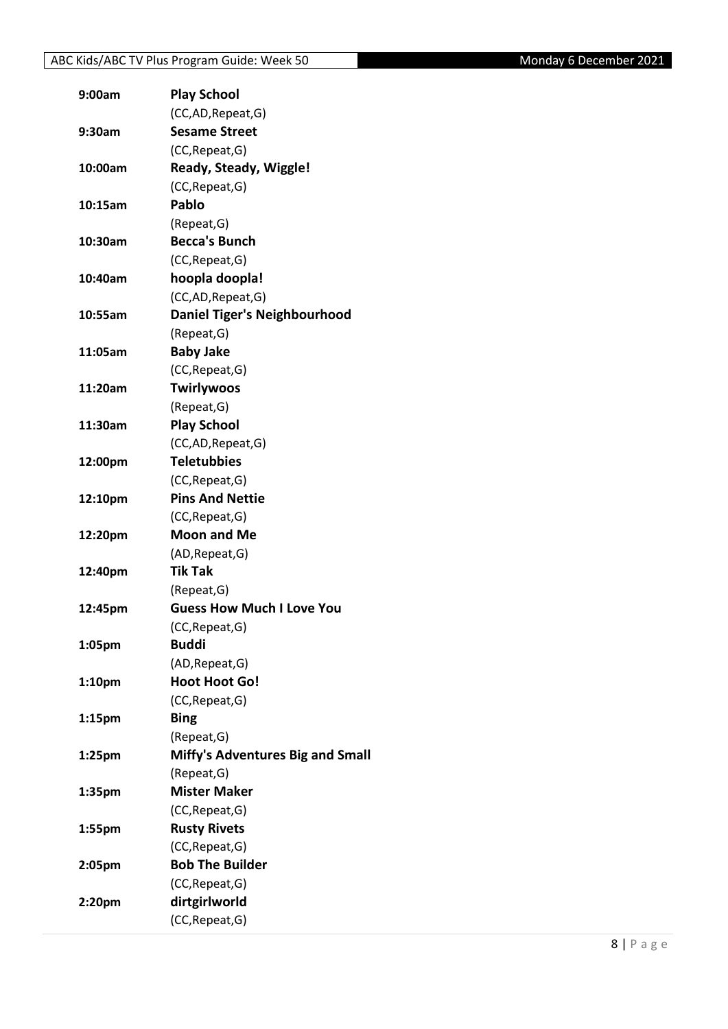| | |
|---|---|
| **9:00am** | **Play School** |
| | (CC,AD,Repeat,G) |
| **9:30am** | **Sesame Street** |
| | (CC,Repeat,G) |
| **10:00am** | **Ready, Steady, Wiggle!** |
| | (CC,Repeat,G) |
| **10:15am** | **Pablo** |
| | (Repeat,G) |
| **10:30am** | **Becca's Bunch** |
| | (CC,Repeat,G) |
| **10:40am** | **hoopla doopla!** |
| | (CC,AD,Repeat,G) |
| **10:55am** | **Daniel Tiger's Neighbourhood** |
| | (Repeat,G) |
| **11:05am** | **Baby Jake** |
| | (CC,Repeat,G) |
| **11:20am** | **Twirlywoos** |
| | (Repeat,G) |
| **11:30am** | **Play School** |
| | (CC,AD,Repeat,G) |
| **12:00pm** | **Teletubbies** |
| | (CC,Repeat,G) |
| **12:10pm** | **Pins And Nettie** |
| | (CC,Repeat,G) |
| **12:20pm** | **Moon and Me** |
| | (AD,Repeat,G) |
| **12:40pm** | **Tik Tak** |
| | (Repeat,G) |
| **12:45pm** | **Guess How Much I Love You** |
| | (CC,Repeat,G) |
| **1:05pm** | **Buddi** |
| | (AD,Repeat,G) |
| **1:10pm** | **Hoot Hoot Go!** |
| | (CC,Repeat,G) |
| **1:15pm** | **Bing** |
| | (Repeat,G) |
| **1:25pm** | **Miffy's Adventures Big and Small** |
| | (Repeat,G) |
| **1:35pm** | **Mister Maker** |
| | (CC,Repeat,G) |
| **1:55pm** | **Rusty Rivets** |
| | (CC,Repeat,G) |
| **2:05pm** | **Bob The Builder** |
| | (CC,Repeat,G) |
| **2:20pm** | **dirtgirlworld** |
| | (CC,Repeat,G) |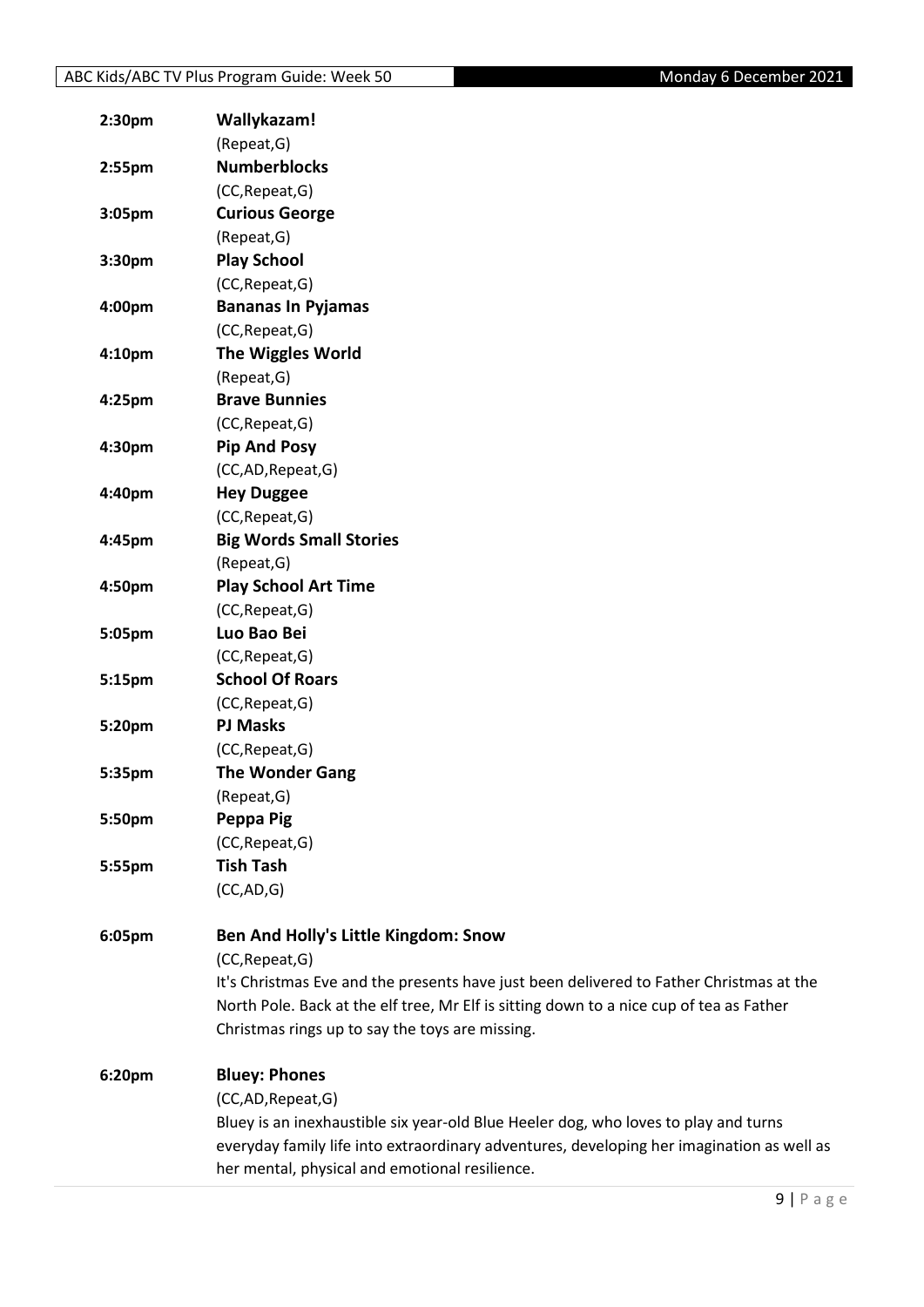**2:30pm** **Wallykazam!**
(Repeat,G)

**2:55pm** **Numberblocks**
(CC,Repeat,G)

**3:05pm** **Curious George**
(Repeat,G)

**3:30pm** **Play School**
(CC,Repeat,G)

**4:00pm** **Bananas In Pyjamas**
(CC,Repeat,G)

**4:10pm** **The Wiggles World**
(Repeat,G)

**4:25pm** **Brave Bunnies**
(CC,Repeat,G)

**4:30pm** **Pip And Posy**
(CC,AD,Repeat,G)

**4:40pm** **Hey Duggee**
(CC,Repeat,G)

**4:45pm** **Big Words Small Stories**
(Repeat,G)

**4:50pm** **Play School Art Time**
(CC,Repeat,G)

**5:05pm** **Luo Bao Bei**
(CC,Repeat,G)

**5:15pm** **School Of Roars**
(CC,Repeat,G)

**5:20pm** **PJ Masks**
(CC,Repeat,G)

**5:35pm** **The Wonder Gang**
(Repeat,G)

**5:50pm** **Peppa Pig**
(CC,Repeat,G)

**5:55pm** **Tish Tash**
(CC,AD,G)

**6:05pm** **Ben And Holly's Little Kingdom: Snow**
(CC,Repeat,G)
It's Christmas Eve and the presents have just been delivered to Father Christmas at the North Pole. Back at the elf tree, Mr Elf is sitting down to a nice cup of tea as Father Christmas rings up to say the toys are missing.

**6:20pm** **Bluey: Phones**
(CC,AD,Repeat,G)
Bluey is an inexhaustible six year-old Blue Heeler dog, who loves to play and turns everyday family life into extraordinary adventures, developing her imagination as well as her mental, physical and emotional resilience.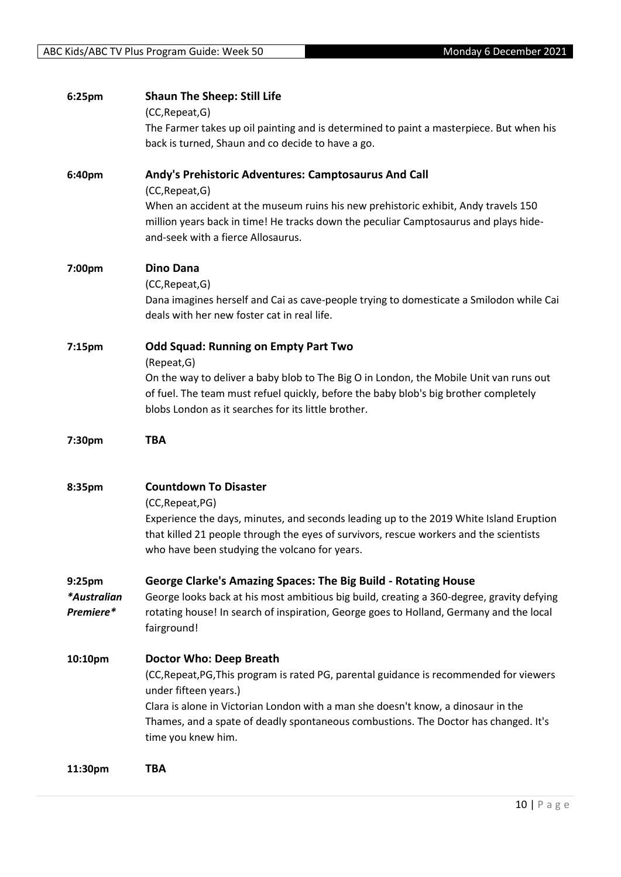**6:25pm** **Shaun The Sheep: Still Life**
(CC,Repeat,G)
The Farmer takes up oil painting and is determined to paint a masterpiece. But when his back is turned, Shaun and co decide to have a go.

**6:40pm** **Andy's Prehistoric Adventures: Camptosaurus And Call**
(CC,Repeat,G)
When an accident at the museum ruins his new prehistoric exhibit, Andy travels 150 million years back in time! He tracks down the peculiar Camptosaurus and plays hide-and-seek with a fierce Allosaurus.

**7:00pm** **Dino Dana**
(CC,Repeat,G)
Dana imagines herself and Cai as cave-people trying to domesticate a Smilodon while Cai deals with her new foster cat in real life.

**7:15pm** **Odd Squad: Running on Empty Part Two**
(Repeat,G)
On the way to deliver a baby blob to The Big O in London, the Mobile Unit van runs out of fuel. The team must refuel quickly, before the baby blob's big brother completely blobs London as it searches for its little brother.

**7:30pm** **TBA**

**8:35pm** **Countdown To Disaster**
(CC,Repeat,PG)
Experience the days, minutes, and seconds leading up to the 2019 White Island Eruption that killed 21 people through the eyes of survivors, rescue workers and the scientists who have been studying the volcano for years.

**9:25pm** *\*Australian Premiere\** **George Clarke's Amazing Spaces: The Big Build - Rotating House**
George looks back at his most ambitious big build, creating a 360-degree, gravity defying rotating house! In search of inspiration, George goes to Holland, Germany and the local fairground!

**10:10pm** **Doctor Who: Deep Breath**
(CC,Repeat,PG,This program is rated PG, parental guidance is recommended for viewers under fifteen years.)
Clara is alone in Victorian London with a man she doesn't know, a dinosaur in the Thames, and a spate of deadly spontaneous combustions. The Doctor has changed. It's time you knew him.

**11:30pm** **TBA**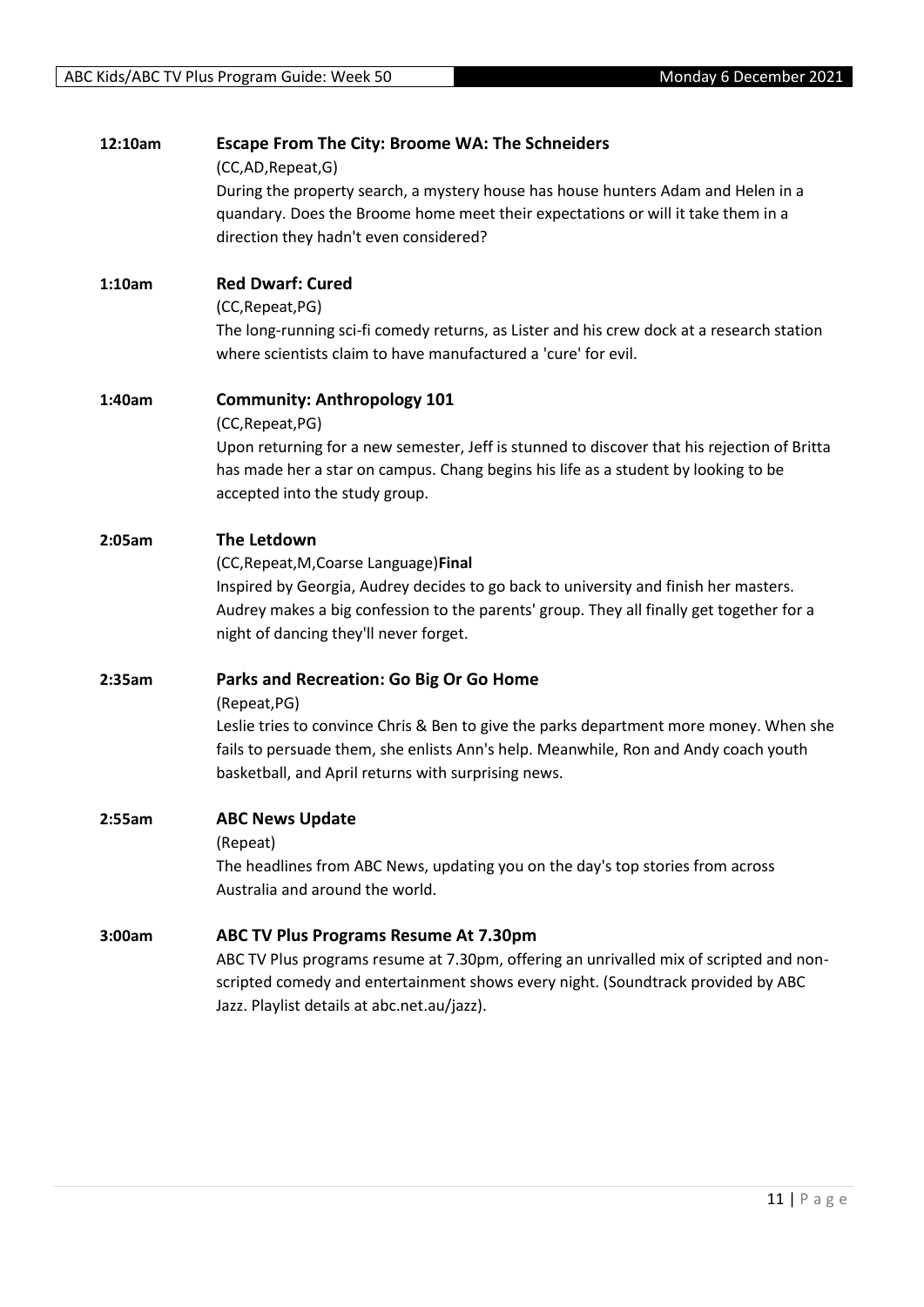**12:10am** **Escape From The City: Broome WA: The Schneiders**
(CC,AD,Repeat,G)
During the property search, a mystery house has house hunters Adam and Helen in a quandary. Does the Broome home meet their expectations or will it take them in a direction they hadn't even considered?

**1:10am** **Red Dwarf: Cured**
(CC,Repeat,PG)
The long-running sci-fi comedy returns, as Lister and his crew dock at a research station where scientists claim to have manufactured a 'cure' for evil.

**1:40am** **Community: Anthropology 101**
(CC,Repeat,PG)
Upon returning for a new semester, Jeff is stunned to discover that his rejection of Britta has made her a star on campus. Chang begins his life as a student by looking to be accepted into the study group.

**2:05am** **The Letdown**
(CC,Repeat,M,Coarse Language)**Final**
Inspired by Georgia, Audrey decides to go back to university and finish her masters. Audrey makes a big confession to the parents' group. They all finally get together for a night of dancing they'll never forget.

**2:35am** **Parks and Recreation: Go Big Or Go Home**
(Repeat,PG)
Leslie tries to convince Chris & Ben to give the parks department more money. When she fails to persuade them, she enlists Ann's help. Meanwhile, Ron and Andy coach youth basketball, and April returns with surprising news.

**2:55am** **ABC News Update**
(Repeat)
The headlines from ABC News, updating you on the day's top stories from across Australia and around the world.

**3:00am** **ABC TV Plus Programs Resume At 7.30pm**
ABC TV Plus programs resume at 7.30pm, offering an unrivalled mix of scripted and non-scripted comedy and entertainment shows every night. (Soundtrack provided by ABC Jazz. Playlist details at abc.net.au/jazz).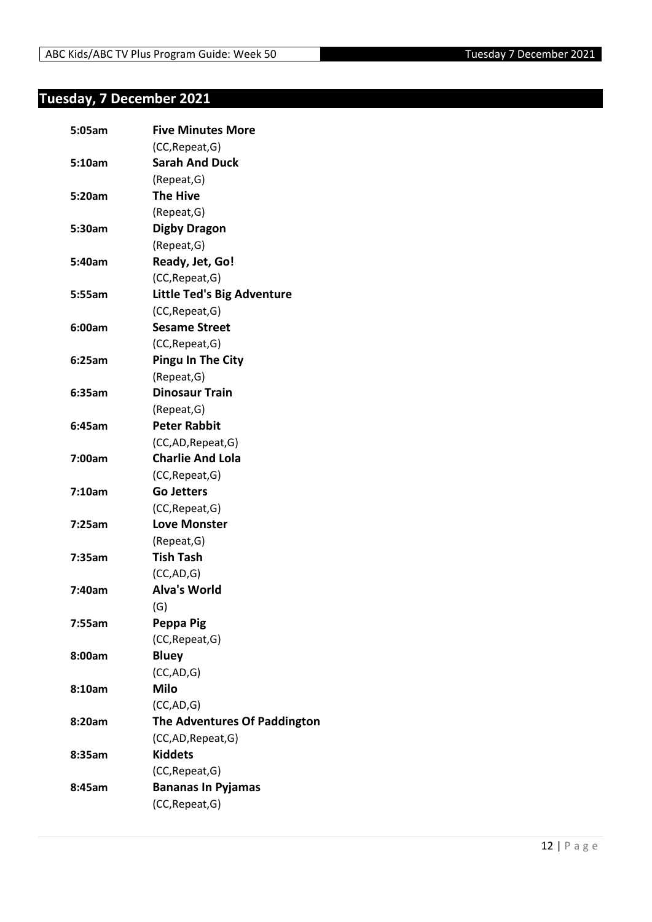## Tuesday, 7 December 2021

| | |
|---|---|
| **5:05am** | **Five Minutes More** |
| | (CC,Repeat,G) |
| **5:10am** | **Sarah And Duck** |
| | (Repeat,G) |
| **5:20am** | **The Hive** |
| | (Repeat,G) |
| **5:30am** | **Digby Dragon** |
| | (Repeat,G) |
| **5:40am** | **Ready, Jet, Go!** |
| | (CC,Repeat,G) |
| **5:55am** | **Little Ted's Big Adventure** |
| | (CC,Repeat,G) |
| **6:00am** | **Sesame Street** |
| | (CC,Repeat,G) |
| **6:25am** | **Pingu In The City** |
| | (Repeat,G) |
| **6:35am** | **Dinosaur Train** |
| | (Repeat,G) |
| **6:45am** | **Peter Rabbit** |
| | (CC,AD,Repeat,G) |
| **7:00am** | **Charlie And Lola** |
| | (CC,Repeat,G) |
| **7:10am** | **Go Jetters** |
| | (CC,Repeat,G) |
| **7:25am** | **Love Monster** |
| | (Repeat,G) |
| **7:35am** | **Tish Tash** |
| | (CC,AD,G) |
| **7:40am** | **Alva's World** |
| | (G) |
| **7:55am** | **Peppa Pig** |
| | (CC,Repeat,G) |
| **8:00am** | **Bluey** |
| | (CC,AD,G) |
| **8:10am** | **Milo** |
| | (CC,AD,G) |
| **8:20am** | **The Adventures Of Paddington** |
| | (CC,AD,Repeat,G) |
| **8:35am** | **Kiddets** |
| | (CC,Repeat,G) |
| **8:45am** | **Bananas In Pyjamas** |
| | (CC,Repeat,G) |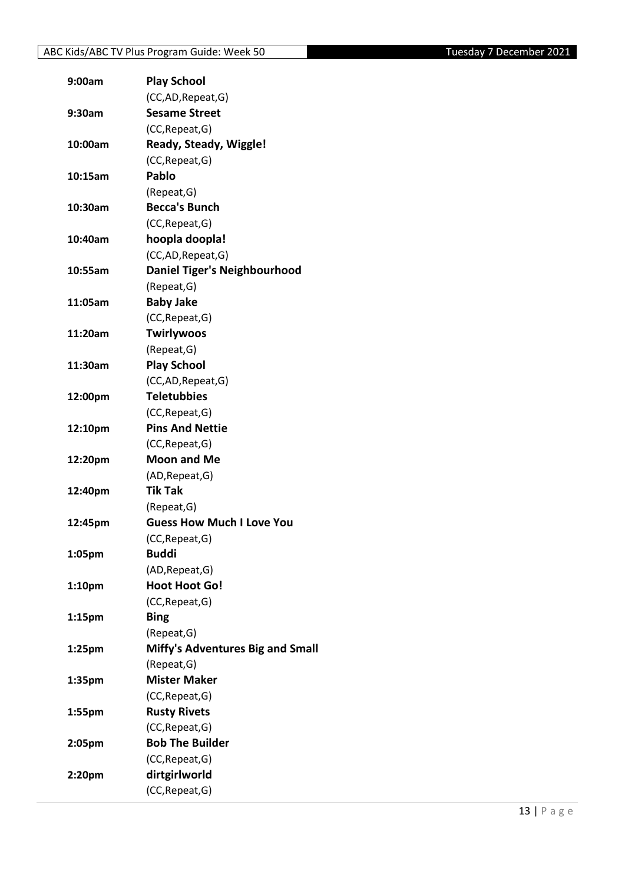| | |
|---|---|
| 9:00am | **Play School** |
| | (CC,AD,Repeat,G) |
| 9:30am | **Sesame Street** |
| | (CC,Repeat,G) |
| 10:00am | **Ready, Steady, Wiggle!** |
| | (CC,Repeat,G) |
| 10:15am | **Pablo** |
| | (Repeat,G) |
| 10:30am | **Becca's Bunch** |
| | (CC,Repeat,G) |
| 10:40am | **hoopla doopla!** |
| | (CC,AD,Repeat,G) |
| 10:55am | **Daniel Tiger's Neighbourhood** |
| | (Repeat,G) |
| 11:05am | **Baby Jake** |
| | (CC,Repeat,G) |
| 11:20am | **Twirlywoos** |
| | (Repeat,G) |
| 11:30am | **Play School** |
| | (CC,AD,Repeat,G) |
| 12:00pm | **Teletubbies** |
| | (CC,Repeat,G) |
| 12:10pm | **Pins And Nettie** |
| | (CC,Repeat,G) |
| 12:20pm | **Moon and Me** |
| | (AD,Repeat,G) |
| 12:40pm | **Tik Tak** |
| | (Repeat,G) |
| 12:45pm | **Guess How Much I Love You** |
| | (CC,Repeat,G) |
| 1:05pm | **Buddi** |
| | (AD,Repeat,G) |
| 1:10pm | **Hoot Hoot Go!** |
| | (CC,Repeat,G) |
| 1:15pm | **Bing** |
| | (Repeat,G) |
| 1:25pm | **Miffy's Adventures Big and Small** |
| | (Repeat,G) |
| 1:35pm | **Mister Maker** |
| | (CC,Repeat,G) |
| 1:55pm | **Rusty Rivets** |
| | (CC,Repeat,G) |
| 2:05pm | **Bob The Builder** |
| | (CC,Repeat,G) |
| 2:20pm | **dirtgirlworld** |
| | (CC,Repeat,G) |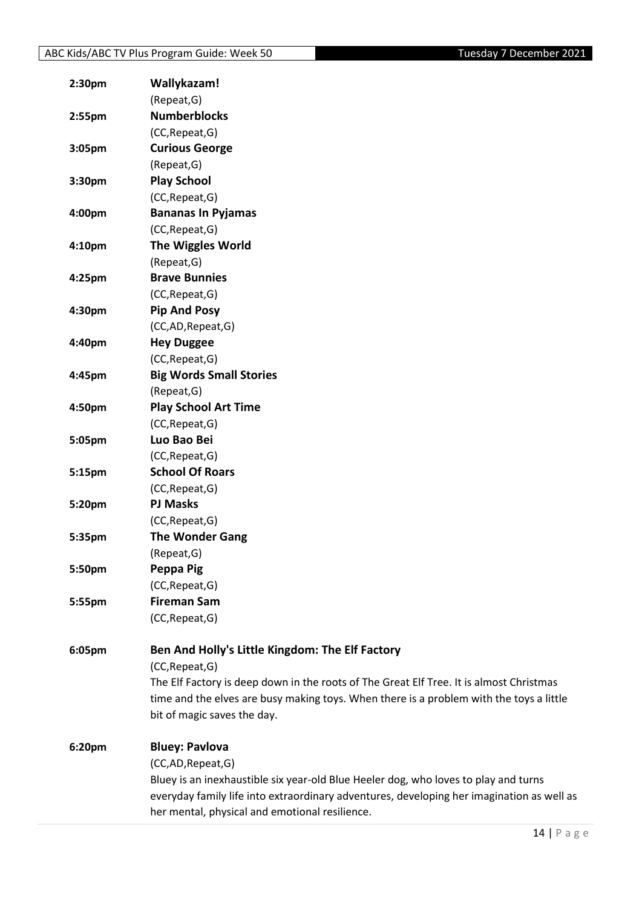**2:30pm** **Wallykazam!**
(Repeat,G)

**2:55pm** **Numberblocks**
(CC,Repeat,G)

**3:05pm** **Curious George**
(Repeat,G)

**3:30pm** **Play School**
(CC,Repeat,G)

**4:00pm** **Bananas In Pyjamas**
(CC,Repeat,G)

**4:10pm** **The Wiggles World**
(Repeat,G)

**4:25pm** **Brave Bunnies**
(CC,Repeat,G)

**4:30pm** **Pip And Posy**
(CC,AD,Repeat,G)

**4:40pm** **Hey Duggee**
(CC,Repeat,G)

**4:45pm** **Big Words Small Stories**
(Repeat,G)

**4:50pm** **Play School Art Time**
(CC,Repeat,G)

**5:05pm** **Luo Bao Bei**
(CC,Repeat,G)

**5:15pm** **School Of Roars**
(CC,Repeat,G)

**5:20pm** **PJ Masks**
(CC,Repeat,G)

**5:35pm** **The Wonder Gang**
(Repeat,G)

**5:50pm** **Peppa Pig**
(CC,Repeat,G)

**5:55pm** **Fireman Sam**
(CC,Repeat,G)

**6:05pm** **Ben And Holly's Little Kingdom: The Elf Factory**
(CC,Repeat,G)
The Elf Factory is deep down in the roots of The Great Elf Tree. It is almost Christmas time and the elves are busy making toys. When there is a problem with the toys a little bit of magic saves the day.

**6:20pm** **Bluey: Pavlova**
(CC,AD,Repeat,G)
Bluey is an inexhaustible six year-old Blue Heeler dog, who loves to play and turns everyday family life into extraordinary adventures, developing her imagination as well as her mental, physical and emotional resilience.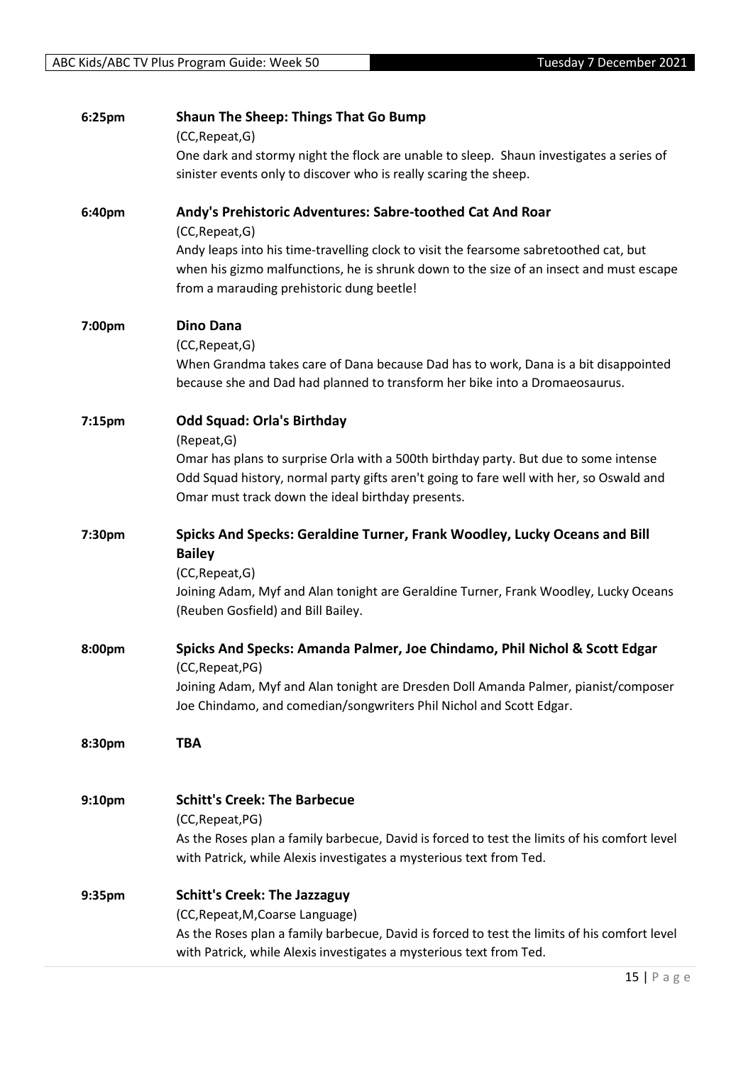**6:25pm** **Shaun The Sheep: Things That Go Bump**
(CC,Repeat,G)
One dark and stormy night the flock are unable to sleep. Shaun investigates a series of sinister events only to discover who is really scaring the sheep.

**6:40pm** **Andy's Prehistoric Adventures: Sabre-toothed Cat And Roar**
(CC,Repeat,G)
Andy leaps into his time-travelling clock to visit the fearsome sabretoothed cat, but when his gizmo malfunctions, he is shrunk down to the size of an insect and must escape from a marauding prehistoric dung beetle!

**7:00pm** **Dino Dana**
(CC,Repeat,G)
When Grandma takes care of Dana because Dad has to work, Dana is a bit disappointed because she and Dad had planned to transform her bike into a Dromaeosaurus.

**7:15pm** **Odd Squad: Orla's Birthday**
(Repeat,G)
Omar has plans to surprise Orla with a 500th birthday party. But due to some intense Odd Squad history, normal party gifts aren't going to fare well with her, so Oswald and Omar must track down the ideal birthday presents.

**7:30pm** **Spicks And Specks: Geraldine Turner, Frank Woodley, Lucky Oceans and Bill Bailey**
(CC,Repeat,G)
Joining Adam, Myf and Alan tonight are Geraldine Turner, Frank Woodley, Lucky Oceans (Reuben Gosfield) and Bill Bailey.

**8:00pm** **Spicks And Specks: Amanda Palmer, Joe Chindamo, Phil Nichol & Scott Edgar**
(CC,Repeat,PG)
Joining Adam, Myf and Alan tonight are Dresden Doll Amanda Palmer, pianist/composer Joe Chindamo, and comedian/songwriters Phil Nichol and Scott Edgar.

**8:30pm** **TBA**

**9:10pm** **Schitt's Creek: The Barbecue**
(CC,Repeat,PG)
As the Roses plan a family barbecue, David is forced to test the limits of his comfort level with Patrick, while Alexis investigates a mysterious text from Ted.

**9:35pm** **Schitt's Creek: The Jazzaguy**
(CC,Repeat,M,Coarse Language)
As the Roses plan a family barbecue, David is forced to test the limits of his comfort level with Patrick, while Alexis investigates a mysterious text from Ted.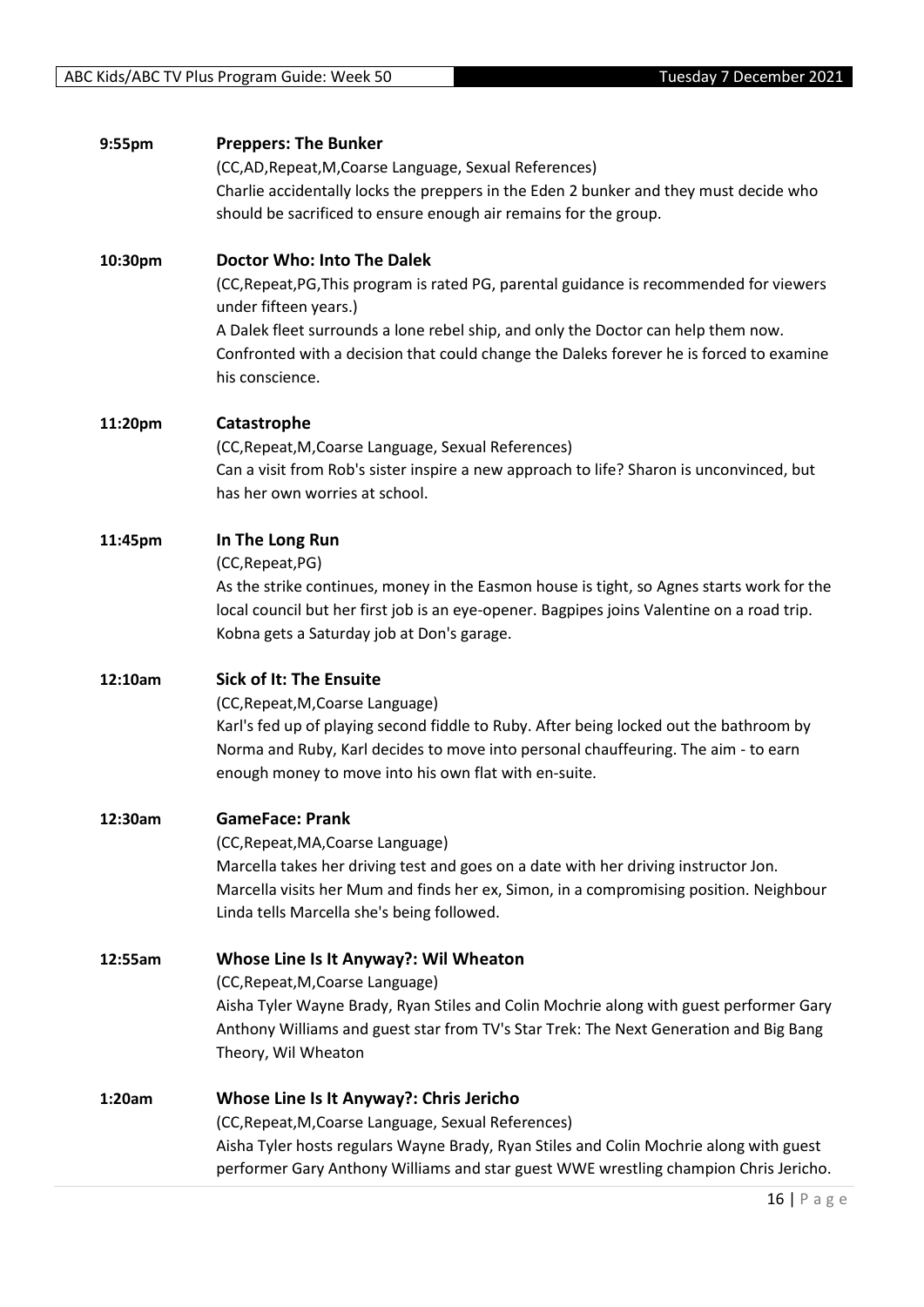**9:55pm** **Preppers: The Bunker**

(CC,AD,Repeat,M,Coarse Language, Sexual References)

Charlie accidentally locks the preppers in the Eden 2 bunker and they must decide who should be sacrificed to ensure enough air remains for the group.

**10:30pm** **Doctor Who: Into The Dalek**

(CC,Repeat,PG,This program is rated PG, parental guidance is recommended for viewers under fifteen years.)

A Dalek fleet surrounds a lone rebel ship, and only the Doctor can help them now. Confronted with a decision that could change the Daleks forever he is forced to examine his conscience.

**11:20pm** **Catastrophe**

(CC,Repeat,M,Coarse Language, Sexual References)

Can a visit from Rob's sister inspire a new approach to life? Sharon is unconvinced, but has her own worries at school.

**11:45pm** **In The Long Run**

(CC,Repeat,PG)

As the strike continues, money in the Easmon house is tight, so Agnes starts work for the local council but her first job is an eye-opener. Bagpipes joins Valentine on a road trip. Kobna gets a Saturday job at Don's garage.

**12:10am** **Sick of It: The Ensuite**

(CC,Repeat,M,Coarse Language)

Karl's fed up of playing second fiddle to Ruby. After being locked out the bathroom by Norma and Ruby, Karl decides to move into personal chauffeuring. The aim - to earn enough money to move into his own flat with en-suite.

**12:30am** **GameFace: Prank**

(CC,Repeat,MA,Coarse Language)

Marcella takes her driving test and goes on a date with her driving instructor Jon. Marcella visits her Mum and finds her ex, Simon, in a compromising position. Neighbour Linda tells Marcella she's being followed.

**12:55am** **Whose Line Is It Anyway?: Wil Wheaton**

(CC,Repeat,M,Coarse Language)

Aisha Tyler Wayne Brady, Ryan Stiles and Colin Mochrie along with guest performer Gary Anthony Williams and guest star from TV's Star Trek: The Next Generation and Big Bang Theory, Wil Wheaton

**1:20am** **Whose Line Is It Anyway?: Chris Jericho**

(CC,Repeat,M,Coarse Language, Sexual References)

Aisha Tyler hosts regulars Wayne Brady, Ryan Stiles and Colin Mochrie along with guest performer Gary Anthony Williams and star guest WWE wrestling champion Chris Jericho.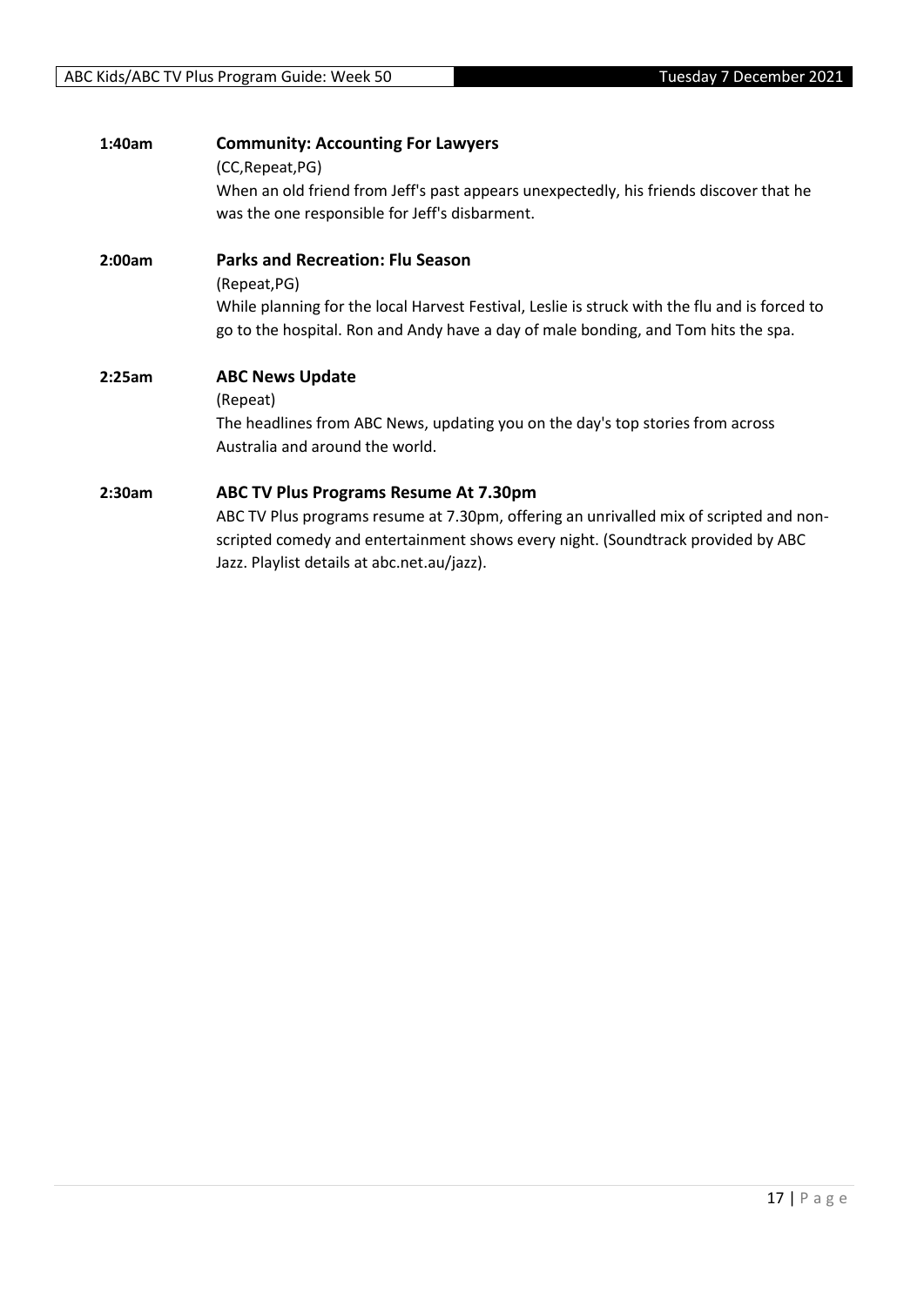**1:40am** **Community: Accounting For Lawyers**

(CC,Repeat,PG)

When an old friend from Jeff's past appears unexpectedly, his friends discover that he was the one responsible for Jeff's disbarment.

**2:00am** **Parks and Recreation: Flu Season**

(Repeat,PG)

While planning for the local Harvest Festival, Leslie is struck with the flu and is forced to go to the hospital. Ron and Andy have a day of male bonding, and Tom hits the spa.

**2:25am** **ABC News Update**

(Repeat)

The headlines from ABC News, updating you on the day's top stories from across Australia and around the world.

**2:30am** **ABC TV Plus Programs Resume At 7.30pm**

ABC TV Plus programs resume at 7.30pm, offering an unrivalled mix of scripted and non-scripted comedy and entertainment shows every night. (Soundtrack provided by ABC Jazz. Playlist details at abc.net.au/jazz).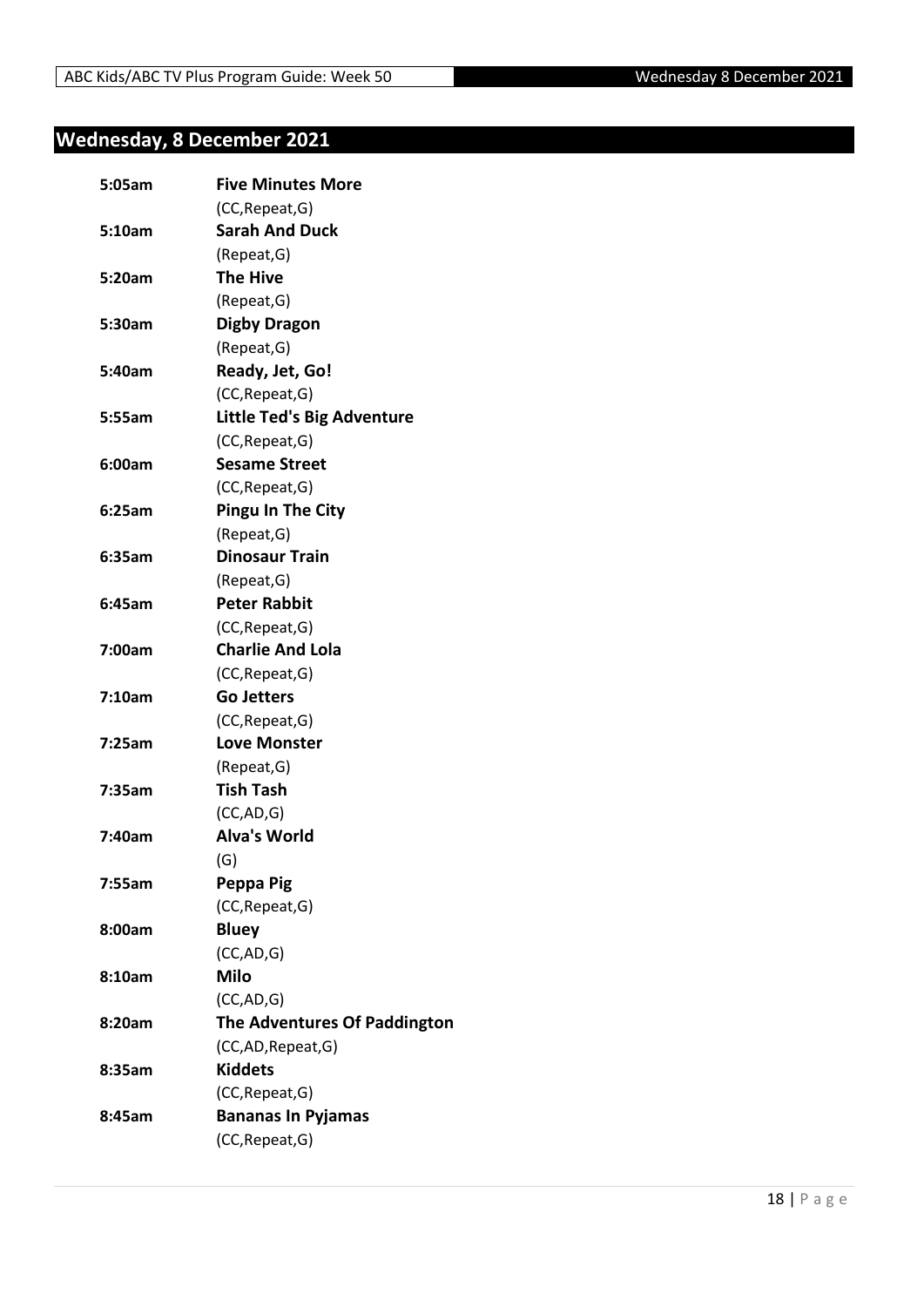## Wednesday, 8 December 2021

| | |
|---|---|
| **5:05am** | **Five Minutes More** |
| | (CC,Repeat,G) |
| **5:10am** | **Sarah And Duck** |
| | (Repeat,G) |
| **5:20am** | **The Hive** |
| | (Repeat,G) |
| **5:30am** | **Digby Dragon** |
| | (Repeat,G) |
| **5:40am** | **Ready, Jet, Go!** |
| | (CC,Repeat,G) |
| **5:55am** | **Little Ted's Big Adventure** |
| | (CC,Repeat,G) |
| **6:00am** | **Sesame Street** |
| | (CC,Repeat,G) |
| **6:25am** | **Pingu In The City** |
| | (Repeat,G) |
| **6:35am** | **Dinosaur Train** |
| | (Repeat,G) |
| **6:45am** | **Peter Rabbit** |
| | (CC,Repeat,G) |
| **7:00am** | **Charlie And Lola** |
| | (CC,Repeat,G) |
| **7:10am** | **Go Jetters** |
| | (CC,Repeat,G) |
| **7:25am** | **Love Monster** |
| | (Repeat,G) |
| **7:35am** | **Tish Tash** |
| | (CC,AD,G) |
| **7:40am** | **Alva's World** |
| | (G) |
| **7:55am** | **Peppa Pig** |
| | (CC,Repeat,G) |
| **8:00am** | **Bluey** |
| | (CC,AD,G) |
| **8:10am** | **Milo** |
| | (CC,AD,G) |
| **8:20am** | **The Adventures Of Paddington** |
| | (CC,AD,Repeat,G) |
| **8:35am** | **Kiddets** |
| | (CC,Repeat,G) |
| **8:45am** | **Bananas In Pyjamas** |
| | (CC,Repeat,G) |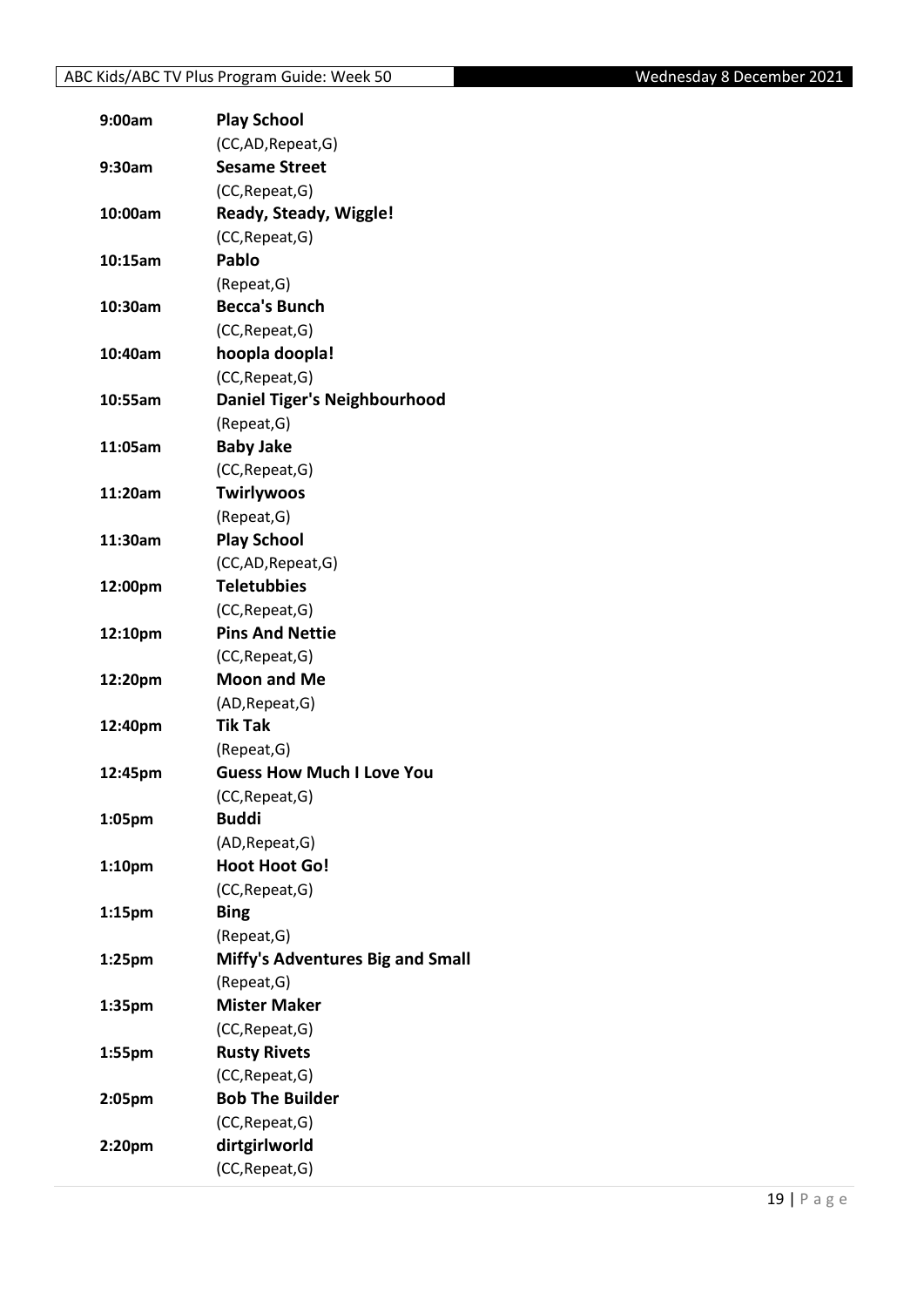| | |
|---|---|
| 9:00am | **Play School** |
| | (CC,AD,Repeat,G) |
| 9:30am | **Sesame Street** |
| | (CC,Repeat,G) |
| 10:00am | **Ready, Steady, Wiggle!** |
| | (CC,Repeat,G) |
| 10:15am | **Pablo** |
| | (Repeat,G) |
| 10:30am | **Becca's Bunch** |
| | (CC,Repeat,G) |
| 10:40am | **hoopla doopla!** |
| | (CC,Repeat,G) |
| 10:55am | **Daniel Tiger's Neighbourhood** |
| | (Repeat,G) |
| 11:05am | **Baby Jake** |
| | (CC,Repeat,G) |
| 11:20am | **Twirlywoos** |
| | (Repeat,G) |
| 11:30am | **Play School** |
| | (CC,AD,Repeat,G) |
| 12:00pm | **Teletubbies** |
| | (CC,Repeat,G) |
| 12:10pm | **Pins And Nettie** |
| | (CC,Repeat,G) |
| 12:20pm | **Moon and Me** |
| | (AD,Repeat,G) |
| 12:40pm | **Tik Tak** |
| | (Repeat,G) |
| 12:45pm | **Guess How Much I Love You** |
| | (CC,Repeat,G) |
| 1:05pm | **Buddi** |
| | (AD,Repeat,G) |
| 1:10pm | **Hoot Hoot Go!** |
| | (CC,Repeat,G) |
| 1:15pm | **Bing** |
| | (Repeat,G) |
| 1:25pm | **Miffy's Adventures Big and Small** |
| | (Repeat,G) |
| 1:35pm | **Mister Maker** |
| | (CC,Repeat,G) |
| 1:55pm | **Rusty Rivets** |
| | (CC,Repeat,G) |
| 2:05pm | **Bob The Builder** |
| | (CC,Repeat,G) |
| 2:20pm | **dirtgirlworld** |
| | (CC,Repeat,G) |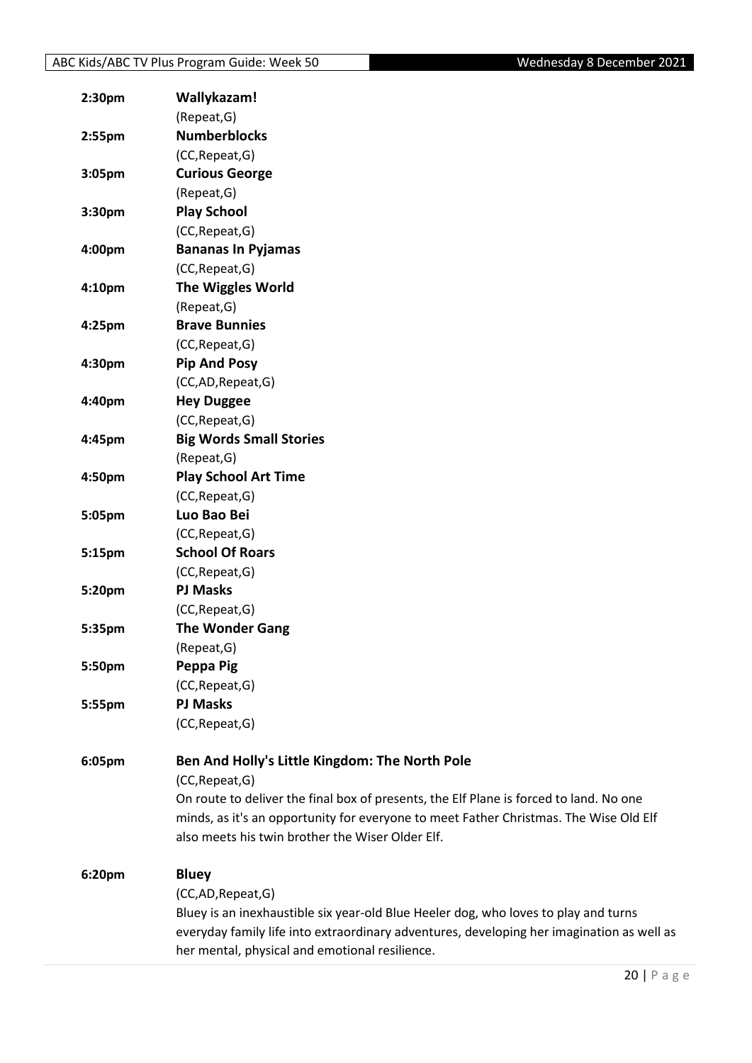**2:30pm** **Wallykazam!**
(Repeat,G)

**2:55pm** **Numberblocks**
(CC,Repeat,G)

**3:05pm** **Curious George**
(Repeat,G)

**3:30pm** **Play School**
(CC,Repeat,G)

**4:00pm** **Bananas In Pyjamas**
(CC,Repeat,G)

**4:10pm** **The Wiggles World**
(Repeat,G)

**4:25pm** **Brave Bunnies**
(CC,Repeat,G)

**4:30pm** **Pip And Posy**
(CC,AD,Repeat,G)

**4:40pm** **Hey Duggee**
(CC,Repeat,G)

**4:45pm** **Big Words Small Stories**
(Repeat,G)

**4:50pm** **Play School Art Time**
(CC,Repeat,G)

**5:05pm** **Luo Bao Bei**
(CC,Repeat,G)

**5:15pm** **School Of Roars**
(CC,Repeat,G)

**5:20pm** **PJ Masks**
(CC,Repeat,G)

**5:35pm** **The Wonder Gang**
(Repeat,G)

**5:50pm** **Peppa Pig**
(CC,Repeat,G)

**5:55pm** **PJ Masks**
(CC,Repeat,G)

**6:05pm** **Ben And Holly's Little Kingdom: The North Pole**
(CC,Repeat,G)
On route to deliver the final box of presents, the Elf Plane is forced to land. No one minds, as it's an opportunity for everyone to meet Father Christmas. The Wise Old Elf also meets his twin brother the Wiser Older Elf.

**6:20pm** **Bluey**
(CC,AD,Repeat,G)
Bluey is an inexhaustible six year-old Blue Heeler dog, who loves to play and turns everyday family life into extraordinary adventures, developing her imagination as well as her mental, physical and emotional resilience.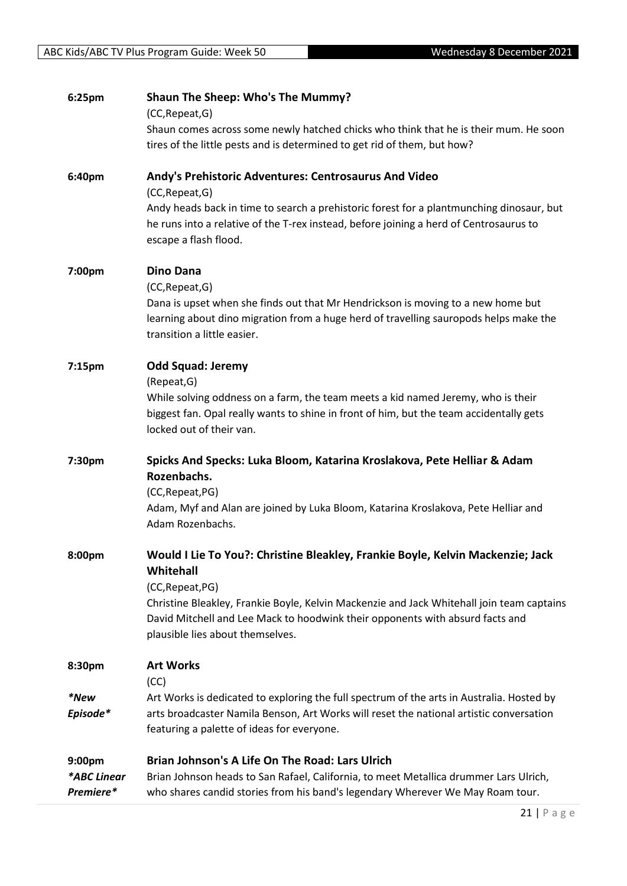**6:25pm** **Shaun The Sheep: Who's The Mummy?**

(CC,Repeat,G)

Shaun comes across some newly hatched chicks who think that he is their mum. He soon tires of the little pests and is determined to get rid of them, but how?

**6:40pm** **Andy's Prehistoric Adventures: Centrosaurus And Video**

(CC,Repeat,G)

Andy heads back in time to search a prehistoric forest for a plantmunching dinosaur, but he runs into a relative of the T-rex instead, before joining a herd of Centrosaurus to escape a flash flood.

**7:00pm** **Dino Dana**

(CC,Repeat,G)

Dana is upset when she finds out that Mr Hendrickson is moving to a new home but learning about dino migration from a huge herd of travelling sauropods helps make the transition a little easier.

**7:15pm** **Odd Squad: Jeremy**

(Repeat,G)

While solving oddness on a farm, the team meets a kid named Jeremy, who is their biggest fan. Opal really wants to shine in front of him, but the team accidentally gets locked out of their van.

**7:30pm** **Spicks And Specks: Luka Bloom, Katarina Kroslakova, Pete Helliar & Adam Rozenbachs.**

(CC,Repeat,PG)

Adam, Myf and Alan are joined by Luka Bloom, Katarina Kroslakova, Pete Helliar and Adam Rozenbachs.

**8:00pm** **Would I Lie To You?: Christine Bleakley, Frankie Boyle, Kelvin Mackenzie; Jack Whitehall**

(CC,Repeat,PG)

Christine Bleakley, Frankie Boyle, Kelvin Mackenzie and Jack Whitehall join team captains David Mitchell and Lee Mack to hoodwink their opponents with absurd facts and plausible lies about themselves.

**8:30pm** **Art Works**

*\*New Episode\**

(CC)

Art Works is dedicated to exploring the full spectrum of the arts in Australia. Hosted by arts broadcaster Namila Benson, Art Works will reset the national artistic conversation featuring a palette of ideas for everyone.

**9:00pm** **Brian Johnson's A Life On The Road: Lars Ulrich**

*\*ABC Linear Premiere\**

Brian Johnson heads to San Rafael, California, to meet Metallica drummer Lars Ulrich, who shares candid stories from his band's legendary Wherever We May Roam tour.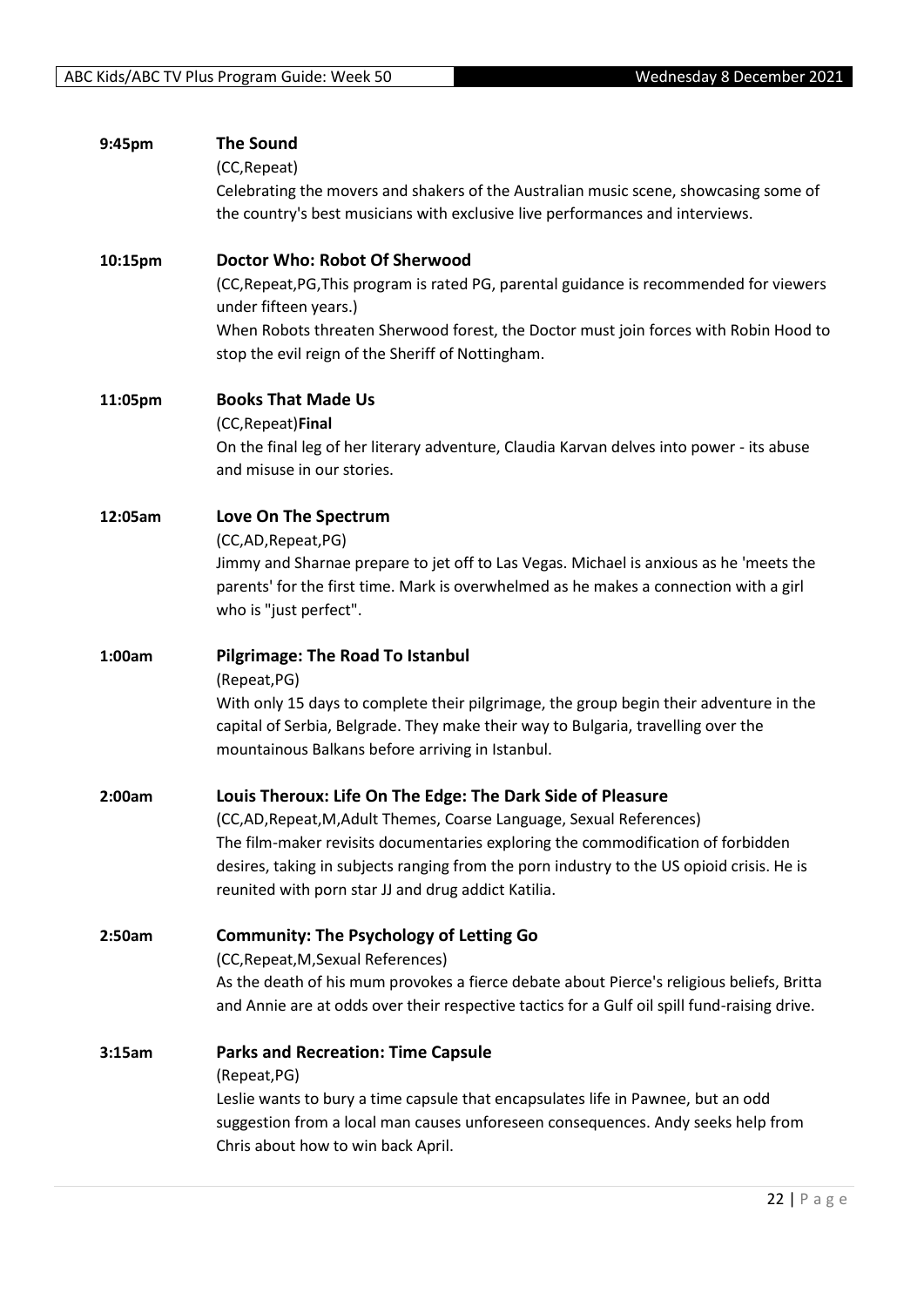**9:45pm** **The Sound**

(CC,Repeat)

Celebrating the movers and shakers of the Australian music scene, showcasing some of the country's best musicians with exclusive live performances and interviews.

**10:15pm** **Doctor Who: Robot Of Sherwood**

(CC,Repeat,PG,This program is rated PG, parental guidance is recommended for viewers under fifteen years.)

When Robots threaten Sherwood forest, the Doctor must join forces with Robin Hood to stop the evil reign of the Sheriff of Nottingham.

**11:05pm** **Books That Made Us**

(CC,Repeat)**Final**

On the final leg of her literary adventure, Claudia Karvan delves into power - its abuse and misuse in our stories.

**12:05am** **Love On The Spectrum**

(CC,AD,Repeat,PG)

Jimmy and Sharnae prepare to jet off to Las Vegas. Michael is anxious as he 'meets the parents' for the first time. Mark is overwhelmed as he makes a connection with a girl who is "just perfect".

**1:00am** **Pilgrimage: The Road To Istanbul**

(Repeat,PG)

With only 15 days to complete their pilgrimage, the group begin their adventure in the capital of Serbia, Belgrade. They make their way to Bulgaria, travelling over the mountainous Balkans before arriving in Istanbul.

**2:00am** **Louis Theroux: Life On The Edge: The Dark Side of Pleasure**

(CC,AD,Repeat,M,Adult Themes, Coarse Language, Sexual References)

The film-maker revisits documentaries exploring the commodification of forbidden desires, taking in subjects ranging from the porn industry to the US opioid crisis. He is reunited with porn star JJ and drug addict Katilia.

**2:50am** **Community: The Psychology of Letting Go**

(CC,Repeat,M,Sexual References)

As the death of his mum provokes a fierce debate about Pierce's religious beliefs, Britta and Annie are at odds over their respective tactics for a Gulf oil spill fund-raising drive.

**3:15am** **Parks and Recreation: Time Capsule**

(Repeat,PG)

Leslie wants to bury a time capsule that encapsulates life in Pawnee, but an odd suggestion from a local man causes unforeseen consequences. Andy seeks help from Chris about how to win back April.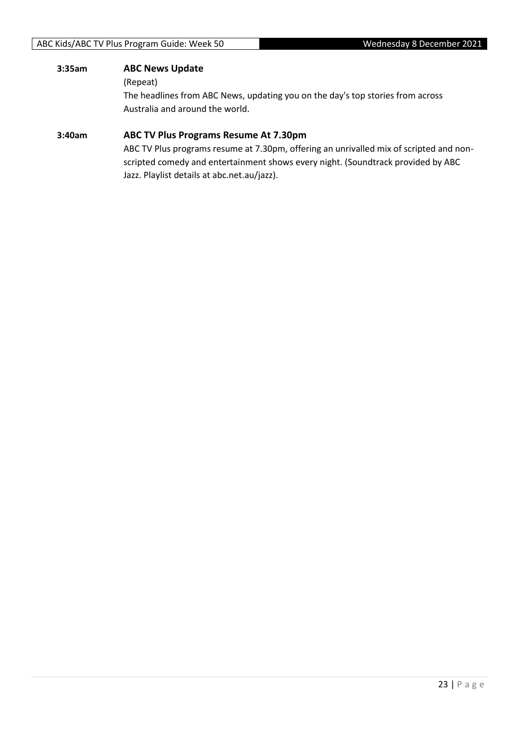**3:35am** **ABC News Update**

(Repeat)

The headlines from ABC News, updating you on the day's top stories from across Australia and around the world.

**3:40am** **ABC TV Plus Programs Resume At 7.30pm**

ABC TV Plus programs resume at 7.30pm, offering an unrivalled mix of scripted and non-scripted comedy and entertainment shows every night. (Soundtrack provided by ABC Jazz. Playlist details at abc.net.au/jazz).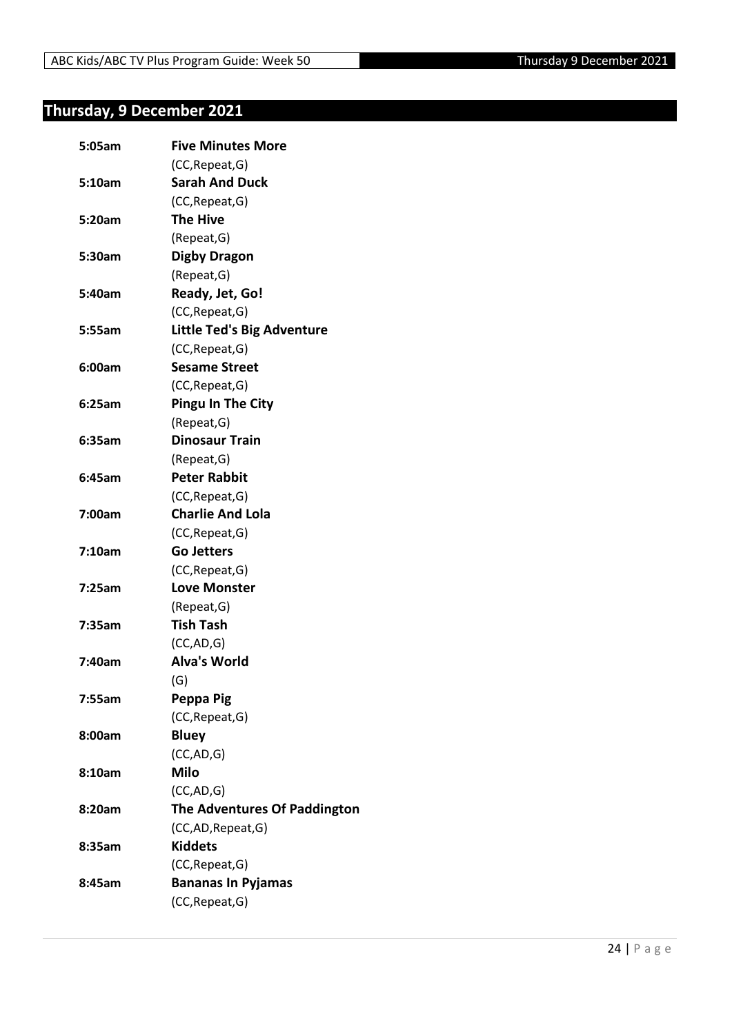## Thursday, 9 December 2021

| | |
|---|---|
| **5:05am** | **Five Minutes More** |
| | (CC,Repeat,G) |
| **5:10am** | **Sarah And Duck** |
| | (CC,Repeat,G) |
| **5:20am** | **The Hive** |
| | (Repeat,G) |
| **5:30am** | **Digby Dragon** |
| | (Repeat,G) |
| **5:40am** | **Ready, Jet, Go!** |
| | (CC,Repeat,G) |
| **5:55am** | **Little Ted's Big Adventure** |
| | (CC,Repeat,G) |
| **6:00am** | **Sesame Street** |
| | (CC,Repeat,G) |
| **6:25am** | **Pingu In The City** |
| | (Repeat,G) |
| **6:35am** | **Dinosaur Train** |
| | (Repeat,G) |
| **6:45am** | **Peter Rabbit** |
| | (CC,Repeat,G) |
| **7:00am** | **Charlie And Lola** |
| | (CC,Repeat,G) |
| **7:10am** | **Go Jetters** |
| | (CC,Repeat,G) |
| **7:25am** | **Love Monster** |
| | (Repeat,G) |
| **7:35am** | **Tish Tash** |
| | (CC,AD,G) |
| **7:40am** | **Alva's World** |
| | (G) |
| **7:55am** | **Peppa Pig** |
| | (CC,Repeat,G) |
| **8:00am** | **Bluey** |
| | (CC,AD,G) |
| **8:10am** | **Milo** |
| | (CC,AD,G) |
| **8:20am** | **The Adventures Of Paddington** |
| | (CC,AD,Repeat,G) |
| **8:35am** | **Kiddets** |
| | (CC,Repeat,G) |
| **8:45am** | **Bananas In Pyjamas** |
| | (CC,Repeat,G) |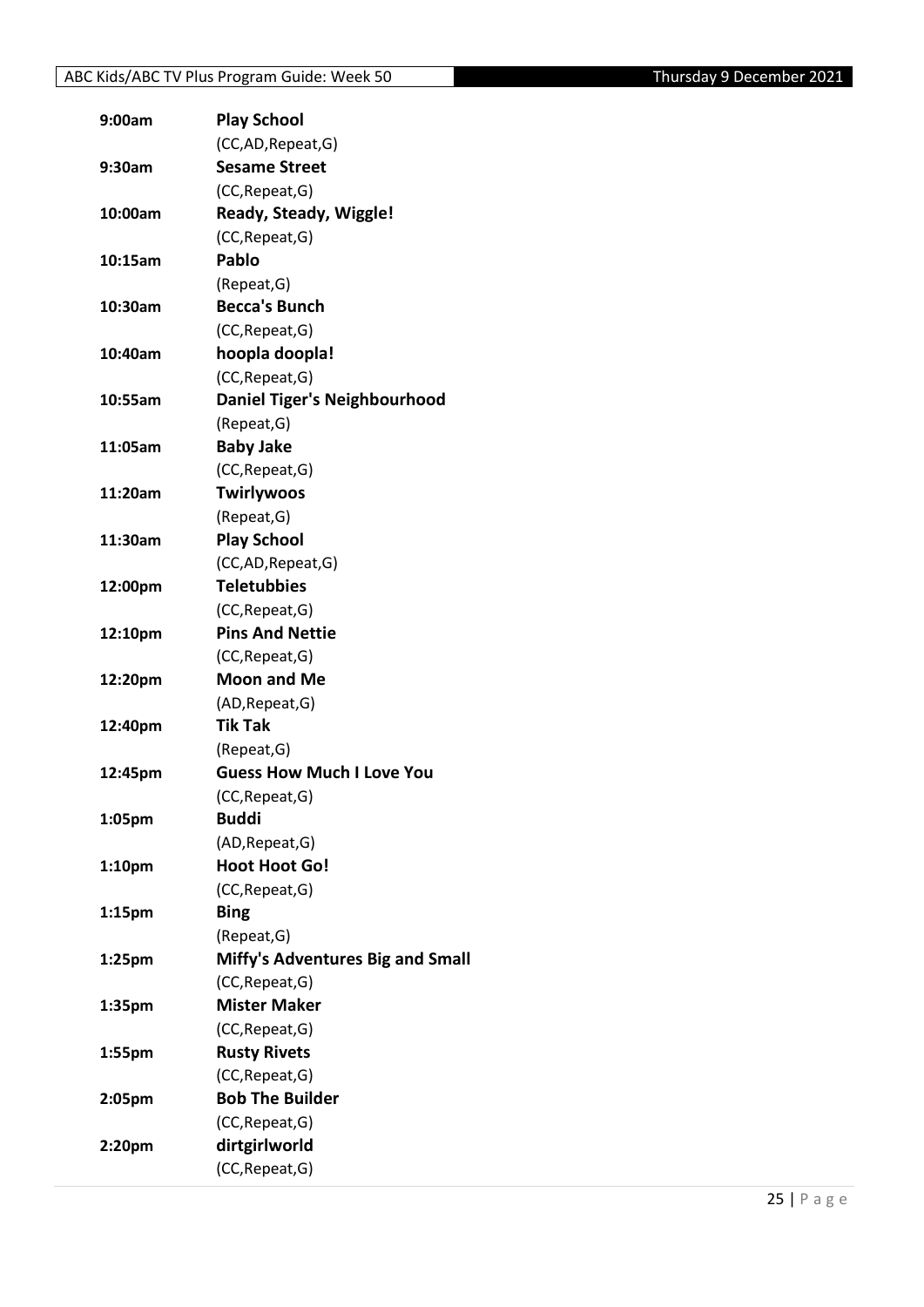| | |
|---|---|
| 9:00am | **Play School** |
| | (CC,AD,Repeat,G) |
| 9:30am | **Sesame Street** |
| | (CC,Repeat,G) |
| 10:00am | **Ready, Steady, Wiggle!** |
| | (CC,Repeat,G) |
| 10:15am | **Pablo** |
| | (Repeat,G) |
| 10:30am | **Becca's Bunch** |
| | (CC,Repeat,G) |
| 10:40am | **hoopla doopla!** |
| | (CC,Repeat,G) |
| 10:55am | **Daniel Tiger's Neighbourhood** |
| | (Repeat,G) |
| 11:05am | **Baby Jake** |
| | (CC,Repeat,G) |
| 11:20am | **Twirlywoos** |
| | (Repeat,G) |
| 11:30am | **Play School** |
| | (CC,AD,Repeat,G) |
| 12:00pm | **Teletubbies** |
| | (CC,Repeat,G) |
| 12:10pm | **Pins And Nettie** |
| | (CC,Repeat,G) |
| 12:20pm | **Moon and Me** |
| | (AD,Repeat,G) |
| 12:40pm | **Tik Tak** |
| | (Repeat,G) |
| 12:45pm | **Guess How Much I Love You** |
| | (CC,Repeat,G) |
| 1:05pm | **Buddi** |
| | (AD,Repeat,G) |
| 1:10pm | **Hoot Hoot Go!** |
| | (CC,Repeat,G) |
| 1:15pm | **Bing** |
| | (Repeat,G) |
| 1:25pm | **Miffy's Adventures Big and Small** |
| | (CC,Repeat,G) |
| 1:35pm | **Mister Maker** |
| | (CC,Repeat,G) |
| 1:55pm | **Rusty Rivets** |
| | (CC,Repeat,G) |
| 2:05pm | **Bob The Builder** |
| | (CC,Repeat,G) |
| 2:20pm | **dirtgirlworld** |
| | (CC,Repeat,G) |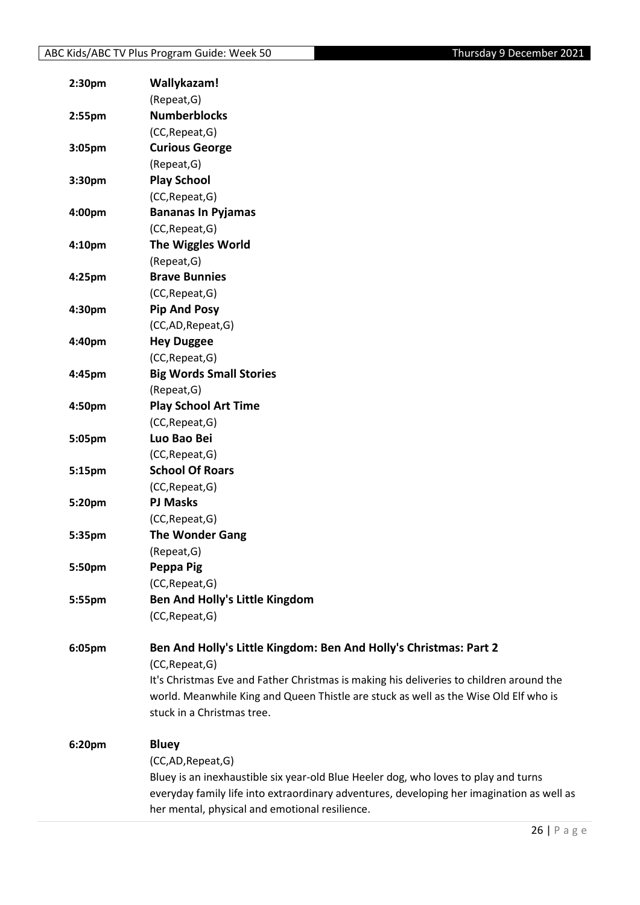**2:30pm** **Wallykazam!**
(Repeat,G)

**2:55pm** **Numberblocks**
(CC,Repeat,G)

**3:05pm** **Curious George**
(Repeat,G)

**3:30pm** **Play School**
(CC,Repeat,G)

**4:00pm** **Bananas In Pyjamas**
(CC,Repeat,G)

**4:10pm** **The Wiggles World**
(Repeat,G)

**4:25pm** **Brave Bunnies**
(CC,Repeat,G)

**4:30pm** **Pip And Posy**
(CC,AD,Repeat,G)

**4:40pm** **Hey Duggee**
(CC,Repeat,G)

**4:45pm** **Big Words Small Stories**
(Repeat,G)

**4:50pm** **Play School Art Time**
(CC,Repeat,G)

**5:05pm** **Luo Bao Bei**
(CC,Repeat,G)

**5:15pm** **School Of Roars**
(CC,Repeat,G)

**5:20pm** **PJ Masks**
(CC,Repeat,G)

**5:35pm** **The Wonder Gang**
(Repeat,G)

**5:50pm** **Peppa Pig**
(CC,Repeat,G)

**5:55pm** **Ben And Holly's Little Kingdom**
(CC,Repeat,G)

**6:05pm** **Ben And Holly's Little Kingdom: Ben And Holly's Christmas: Part 2**
(CC,Repeat,G)
It's Christmas Eve and Father Christmas is making his deliveries to children around the world. Meanwhile King and Queen Thistle are stuck as well as the Wise Old Elf who is stuck in a Christmas tree.

**6:20pm** **Bluey**
(CC,AD,Repeat,G)
Bluey is an inexhaustible six year-old Blue Heeler dog, who loves to play and turns everyday family life into extraordinary adventures, developing her imagination as well as her mental, physical and emotional resilience.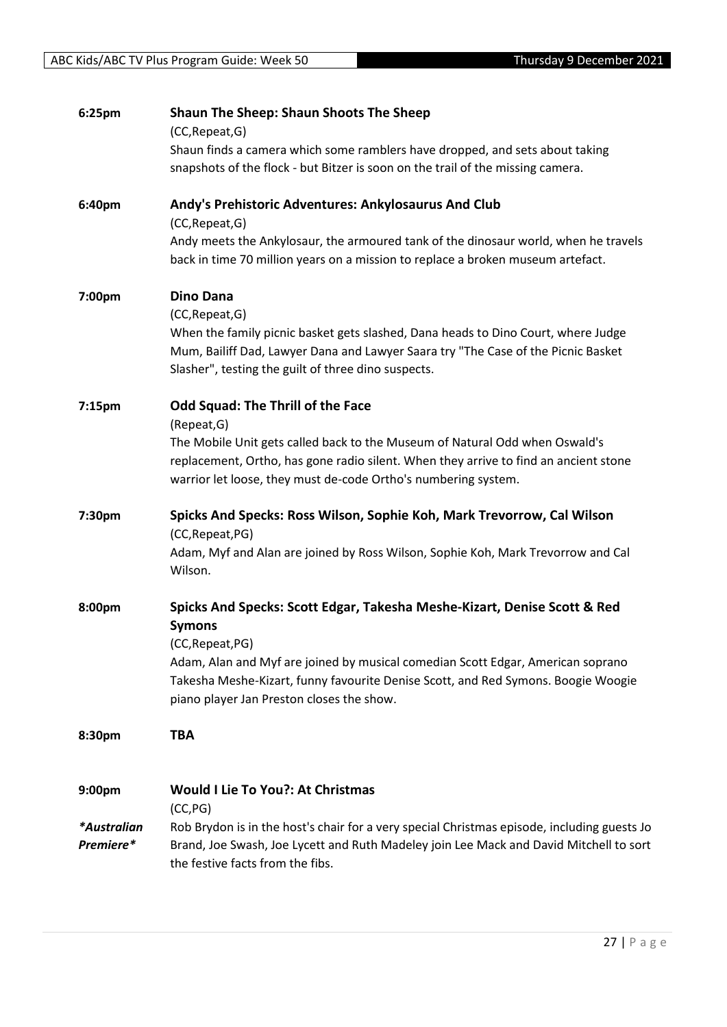**6:25pm** **Shaun The Sheep: Shaun Shoots The Sheep**
(CC,Repeat,G)
Shaun finds a camera which some ramblers have dropped, and sets about taking snapshots of the flock - but Bitzer is soon on the trail of the missing camera.

**6:40pm** **Andy's Prehistoric Adventures: Ankylosaurus And Club**
(CC,Repeat,G)
Andy meets the Ankylosaur, the armoured tank of the dinosaur world, when he travels back in time 70 million years on a mission to replace a broken museum artefact.

**7:00pm** **Dino Dana**
(CC,Repeat,G)
When the family picnic basket gets slashed, Dana heads to Dino Court, where Judge Mum, Bailiff Dad, Lawyer Dana and Lawyer Saara try "The Case of the Picnic Basket Slasher", testing the guilt of three dino suspects.

**7:15pm** **Odd Squad: The Thrill of the Face**
(Repeat,G)
The Mobile Unit gets called back to the Museum of Natural Odd when Oswald's replacement, Ortho, has gone radio silent. When they arrive to find an ancient stone warrior let loose, they must de-code Ortho's numbering system.

**7:30pm** **Spicks And Specks: Ross Wilson, Sophie Koh, Mark Trevorrow, Cal Wilson**
(CC,Repeat,PG)
Adam, Myf and Alan are joined by Ross Wilson, Sophie Koh, Mark Trevorrow and Cal Wilson.

**8:00pm** **Spicks And Specks: Scott Edgar, Takesha Meshe-Kizart, Denise Scott & Red Symons**
(CC,Repeat,PG)
Adam, Alan and Myf are joined by musical comedian Scott Edgar, American soprano Takesha Meshe-Kizart, funny favourite Denise Scott, and Red Symons. Boogie Woogie piano player Jan Preston closes the show.

**8:30pm** **TBA**

**9:00pm** **Would I Lie To You?: At Christmas**
(CC,PG)
*\*Australian Premiere\**
Rob Brydon is in the host's chair for a very special Christmas episode, including guests Jo Brand, Joe Swash, Joe Lycett and Ruth Madeley join Lee Mack and David Mitchell to sort the festive facts from the fibs.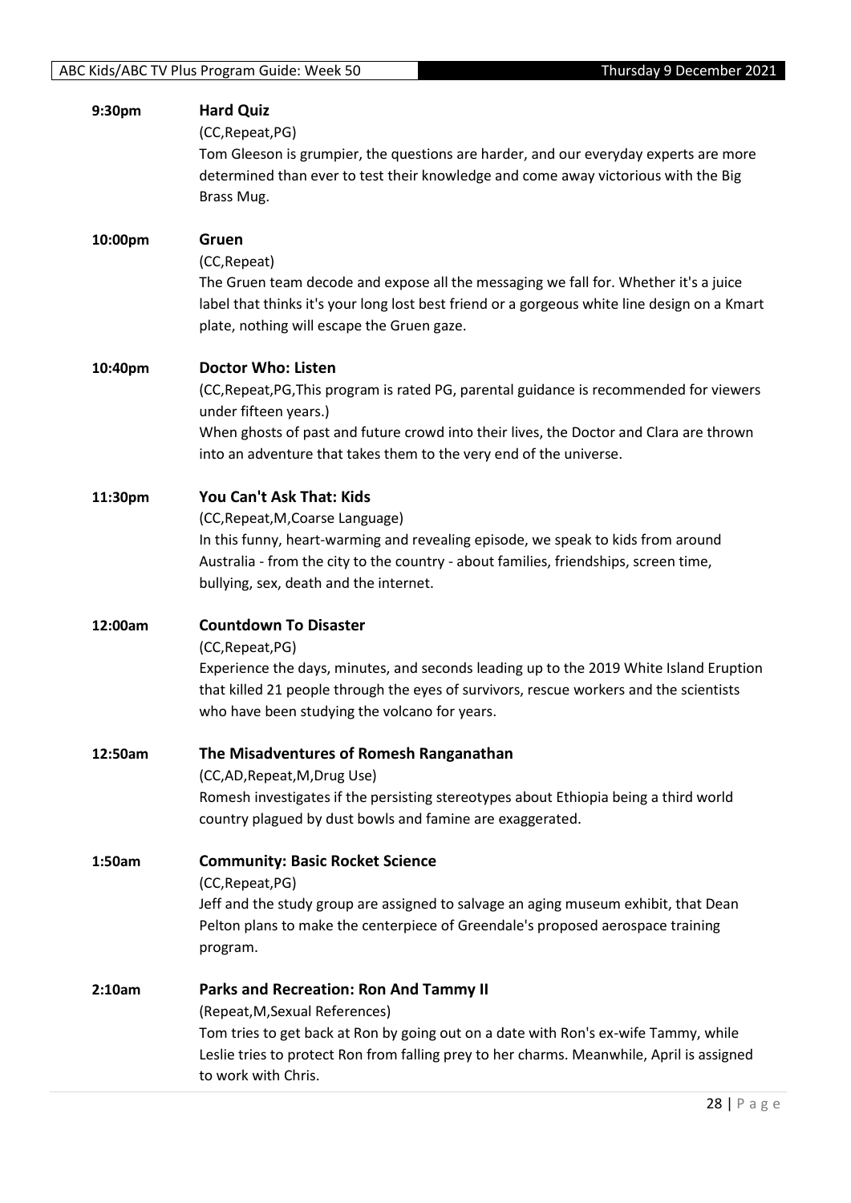**9:30pm** **Hard Quiz**

(CC,Repeat,PG)

Tom Gleeson is grumpier, the questions are harder, and our everyday experts are more determined than ever to test their knowledge and come away victorious with the Big Brass Mug.

**10:00pm** **Gruen**

(CC,Repeat)

The Gruen team decode and expose all the messaging we fall for. Whether it's a juice label that thinks it's your long lost best friend or a gorgeous white line design on a Kmart plate, nothing will escape the Gruen gaze.

**10:40pm** **Doctor Who: Listen**

(CC,Repeat,PG,This program is rated PG, parental guidance is recommended for viewers under fifteen years.)

When ghosts of past and future crowd into their lives, the Doctor and Clara are thrown into an adventure that takes them to the very end of the universe.

**11:30pm** **You Can't Ask That: Kids**

(CC,Repeat,M,Coarse Language)

In this funny, heart-warming and revealing episode, we speak to kids from around Australia - from the city to the country - about families, friendships, screen time, bullying, sex, death and the internet.

**12:00am** **Countdown To Disaster**

(CC,Repeat,PG)

Experience the days, minutes, and seconds leading up to the 2019 White Island Eruption that killed 21 people through the eyes of survivors, rescue workers and the scientists who have been studying the volcano for years.

**12:50am** **The Misadventures of Romesh Ranganathan**

(CC,AD,Repeat,M,Drug Use)

Romesh investigates if the persisting stereotypes about Ethiopia being a third world country plagued by dust bowls and famine are exaggerated.

**1:50am** **Community: Basic Rocket Science**

(CC,Repeat,PG)

Jeff and the study group are assigned to salvage an aging museum exhibit, that Dean Pelton plans to make the centerpiece of Greendale's proposed aerospace training program.

**2:10am** **Parks and Recreation: Ron And Tammy II**

(Repeat,M,Sexual References)

Tom tries to get back at Ron by going out on a date with Ron's ex-wife Tammy, while Leslie tries to protect Ron from falling prey to her charms. Meanwhile, April is assigned to work with Chris.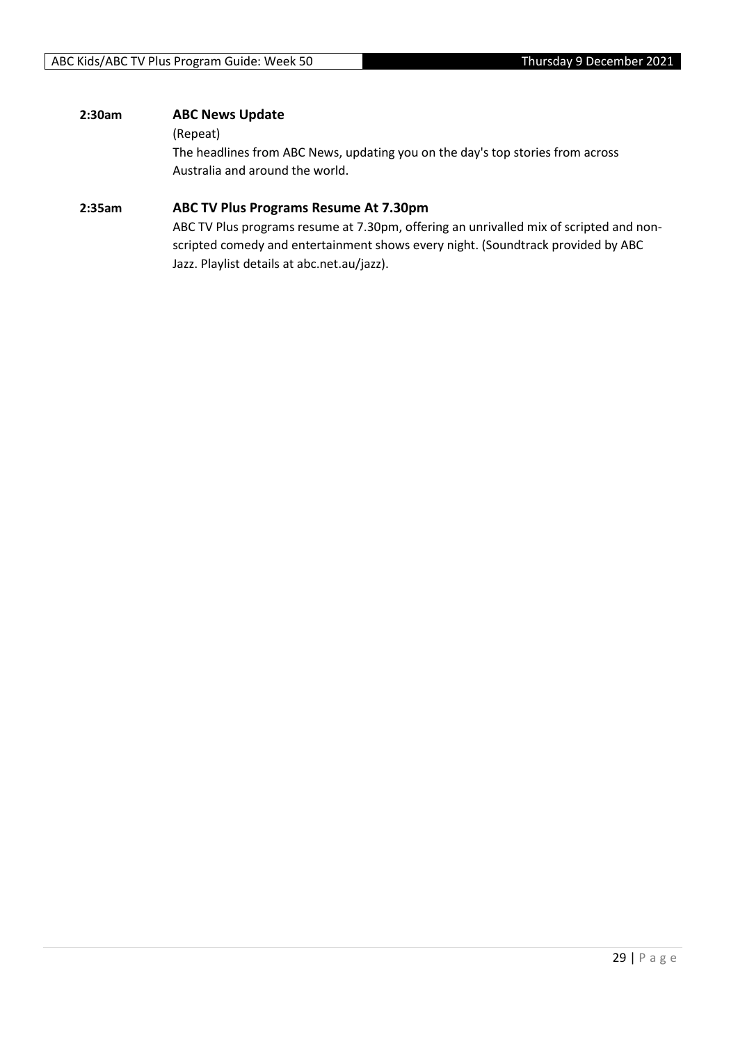**2:30am** **ABC News Update**

(Repeat)

The headlines from ABC News, updating you on the day's top stories from across Australia and around the world.

**2:35am** **ABC TV Plus Programs Resume At 7.30pm**

ABC TV Plus programs resume at 7.30pm, offering an unrivalled mix of scripted and non-scripted comedy and entertainment shows every night. (Soundtrack provided by ABC Jazz. Playlist details at abc.net.au/jazz).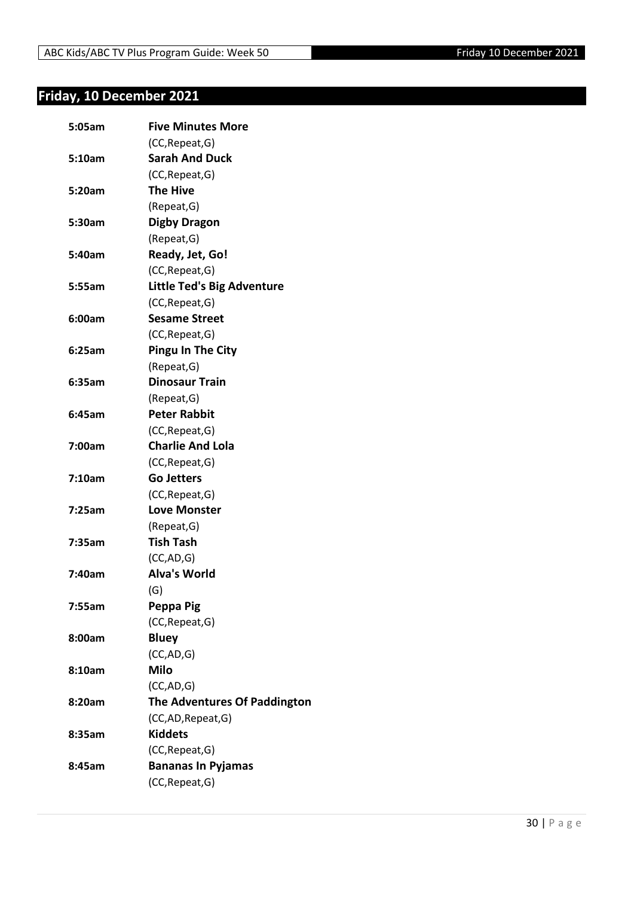## Friday, 10 December 2021

**5:05am** **Five Minutes More**
(CC,Repeat,G)

**5:10am** **Sarah And Duck**
(CC,Repeat,G)

**5:20am** **The Hive**
(Repeat,G)

**5:30am** **Digby Dragon**
(Repeat,G)

**5:40am** **Ready, Jet, Go!**
(CC,Repeat,G)

**5:55am** **Little Ted's Big Adventure**
(CC,Repeat,G)

**6:00am** **Sesame Street**
(CC,Repeat,G)

**6:25am** **Pingu In The City**
(Repeat,G)

**6:35am** **Dinosaur Train**
(Repeat,G)

**6:45am** **Peter Rabbit**
(CC,Repeat,G)

**7:00am** **Charlie And Lola**
(CC,Repeat,G)

**7:10am** **Go Jetters**
(CC,Repeat,G)

**7:25am** **Love Monster**
(Repeat,G)

**7:35am** **Tish Tash**
(CC,AD,G)

**7:40am** **Alva's World**
(G)

**7:55am** **Peppa Pig**
(CC,Repeat,G)

**8:00am** **Bluey**
(CC,AD,G)

**8:10am** **Milo**
(CC,AD,G)

**8:20am** **The Adventures Of Paddington**
(CC,AD,Repeat,G)

**8:35am** **Kiddets**
(CC,Repeat,G)

**8:45am** **Bananas In Pyjamas**
(CC,Repeat,G)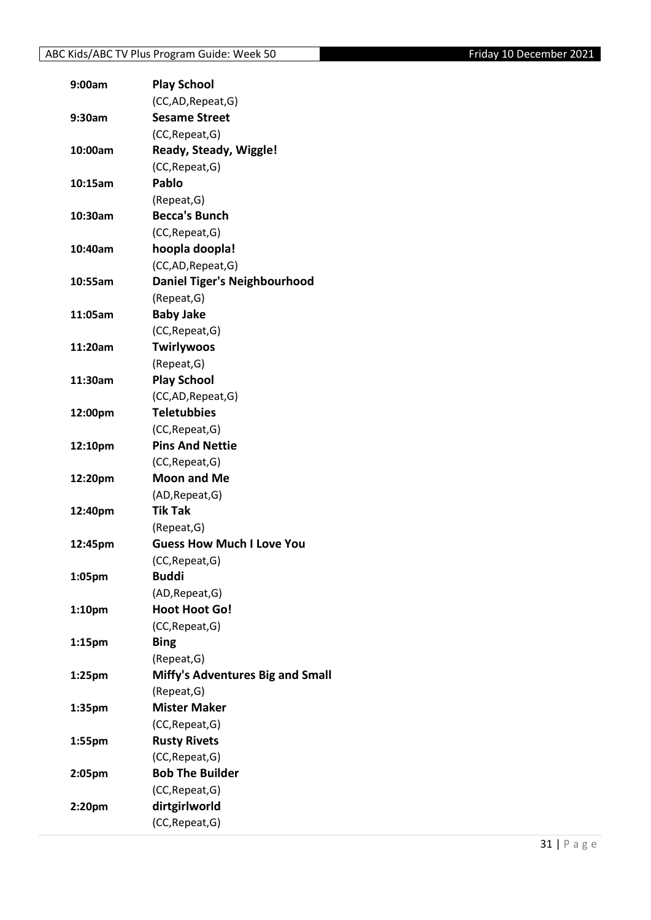| | |
|---|---|
| **9:00am** | **Play School** |
| | (CC,AD,Repeat,G) |
| **9:30am** | **Sesame Street** |
| | (CC,Repeat,G) |
| **10:00am** | **Ready, Steady, Wiggle!** |
| | (CC,Repeat,G) |
| **10:15am** | **Pablo** |
| | (Repeat,G) |
| **10:30am** | **Becca's Bunch** |
| | (CC,Repeat,G) |
| **10:40am** | **hoopla doopla!** |
| | (CC,AD,Repeat,G) |
| **10:55am** | **Daniel Tiger's Neighbourhood** |
| | (Repeat,G) |
| **11:05am** | **Baby Jake** |
| | (CC,Repeat,G) |
| **11:20am** | **Twirlywoos** |
| | (Repeat,G) |
| **11:30am** | **Play School** |
| | (CC,AD,Repeat,G) |
| **12:00pm** | **Teletubbies** |
| | (CC,Repeat,G) |
| **12:10pm** | **Pins And Nettie** |
| | (CC,Repeat,G) |
| **12:20pm** | **Moon and Me** |
| | (AD,Repeat,G) |
| **12:40pm** | **Tik Tak** |
| | (Repeat,G) |
| **12:45pm** | **Guess How Much I Love You** |
| | (CC,Repeat,G) |
| **1:05pm** | **Buddi** |
| | (AD,Repeat,G) |
| **1:10pm** | **Hoot Hoot Go!** |
| | (CC,Repeat,G) |
| **1:15pm** | **Bing** |
| | (Repeat,G) |
| **1:25pm** | **Miffy's Adventures Big and Small** |
| | (Repeat,G) |
| **1:35pm** | **Mister Maker** |
| | (CC,Repeat,G) |
| **1:55pm** | **Rusty Rivets** |
| | (CC,Repeat,G) |
| **2:05pm** | **Bob The Builder** |
| | (CC,Repeat,G) |
| **2:20pm** | **dirtgirlworld** |
| | (CC,Repeat,G) |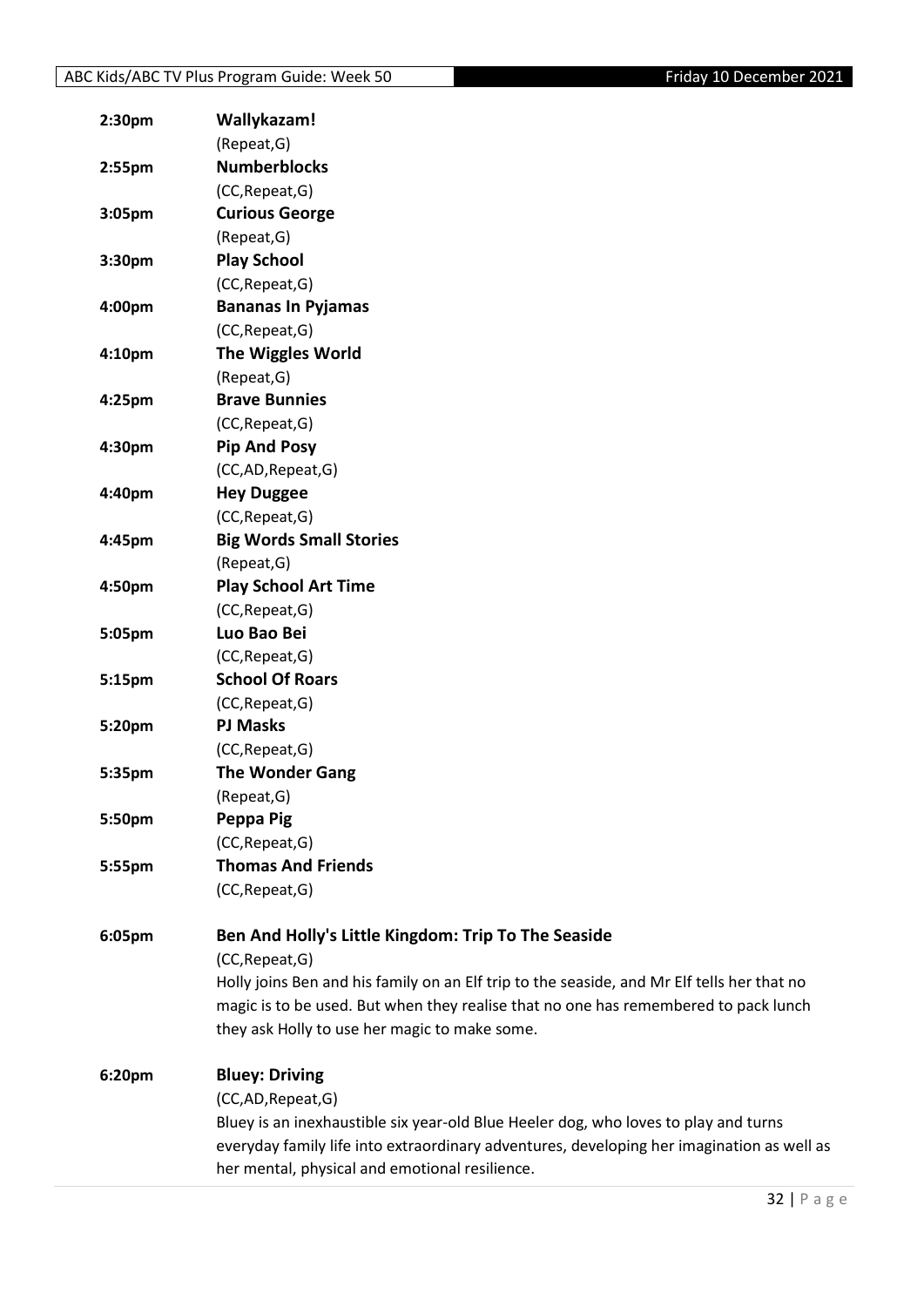**2:30pm** **Wallykazam!**
(Repeat,G)

**2:55pm** **Numberblocks**
(CC,Repeat,G)

**3:05pm** **Curious George**
(Repeat,G)

**3:30pm** **Play School**
(CC,Repeat,G)

**4:00pm** **Bananas In Pyjamas**
(CC,Repeat,G)

**4:10pm** **The Wiggles World**
(Repeat,G)

**4:25pm** **Brave Bunnies**
(CC,Repeat,G)

**4:30pm** **Pip And Posy**
(CC,AD,Repeat,G)

**4:40pm** **Hey Duggee**
(CC,Repeat,G)

**4:45pm** **Big Words Small Stories**
(Repeat,G)

**4:50pm** **Play School Art Time**
(CC,Repeat,G)

**5:05pm** **Luo Bao Bei**
(CC,Repeat,G)

**5:15pm** **School Of Roars**
(CC,Repeat,G)

**5:20pm** **PJ Masks**
(CC,Repeat,G)

**5:35pm** **The Wonder Gang**
(Repeat,G)

**5:50pm** **Peppa Pig**
(CC,Repeat,G)

**5:55pm** **Thomas And Friends**
(CC,Repeat,G)

**6:05pm** **Ben And Holly's Little Kingdom: Trip To The Seaside**
(CC,Repeat,G)
Holly joins Ben and his family on an Elf trip to the seaside, and Mr Elf tells her that no magic is to be used. But when they realise that no one has remembered to pack lunch they ask Holly to use her magic to make some.

**6:20pm** **Bluey: Driving**
(CC,AD,Repeat,G)
Bluey is an inexhaustible six year-old Blue Heeler dog, who loves to play and turns everyday family life into extraordinary adventures, developing her imagination as well as her mental, physical and emotional resilience.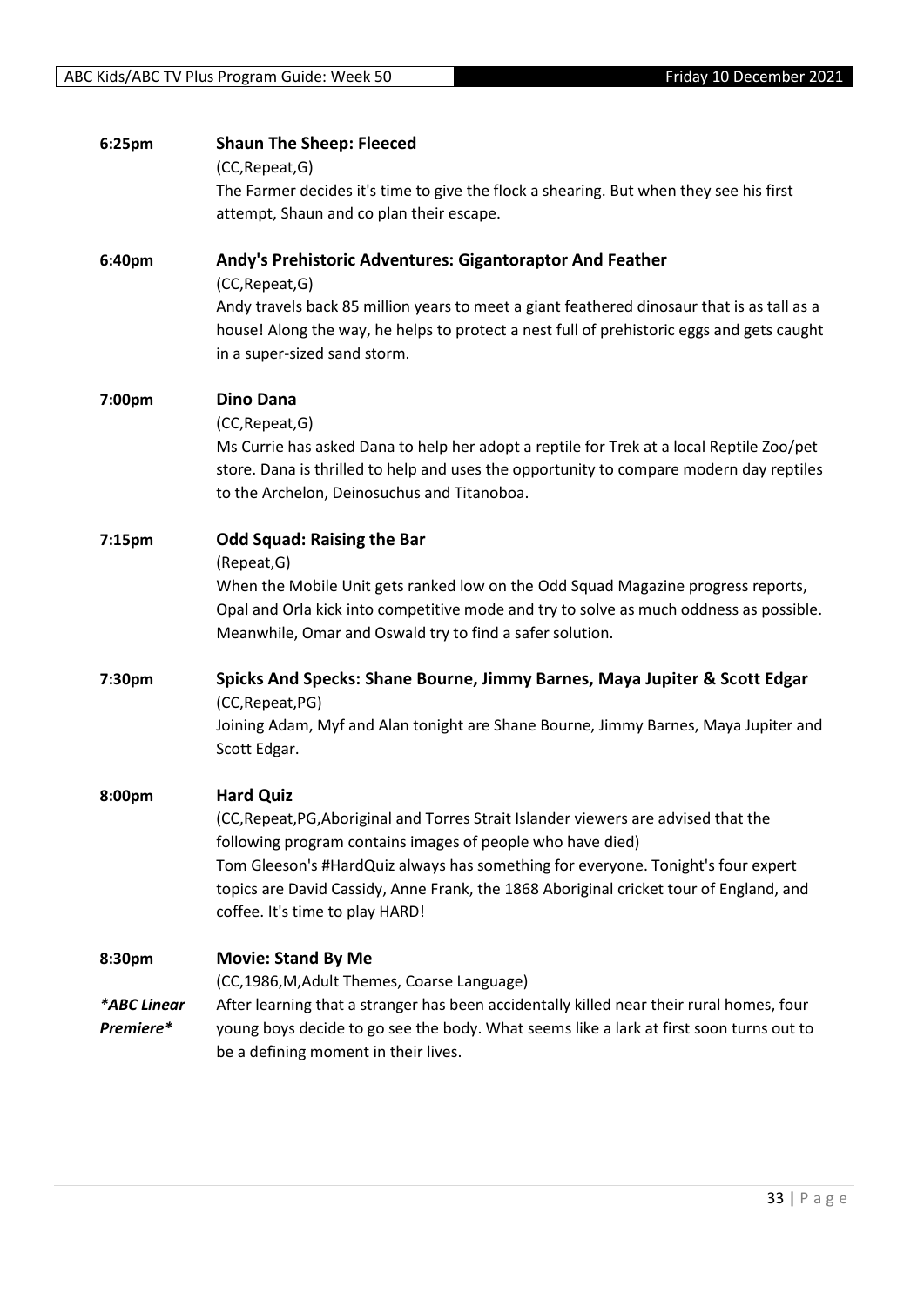**6:25pm** **Shaun The Sheep: Fleeced**

(CC,Repeat,G)

The Farmer decides it's time to give the flock a shearing. But when they see his first attempt, Shaun and co plan their escape.

**6:40pm** **Andy's Prehistoric Adventures: Gigantoraptor And Feather**

(CC,Repeat,G)

Andy travels back 85 million years to meet a giant feathered dinosaur that is as tall as a house! Along the way, he helps to protect a nest full of prehistoric eggs and gets caught in a super-sized sand storm.

**7:00pm** **Dino Dana**

(CC,Repeat,G)

Ms Currie has asked Dana to help her adopt a reptile for Trek at a local Reptile Zoo/pet store. Dana is thrilled to help and uses the opportunity to compare modern day reptiles to the Archelon, Deinosuchus and Titanoboa.

**7:15pm** **Odd Squad: Raising the Bar**

(Repeat,G)

When the Mobile Unit gets ranked low on the Odd Squad Magazine progress reports, Opal and Orla kick into competitive mode and try to solve as much oddness as possible. Meanwhile, Omar and Oswald try to find a safer solution.

**7:30pm** **Spicks And Specks: Shane Bourne, Jimmy Barnes, Maya Jupiter & Scott Edgar**

(CC,Repeat,PG)

Joining Adam, Myf and Alan tonight are Shane Bourne, Jimmy Barnes, Maya Jupiter and Scott Edgar.

**8:00pm** **Hard Quiz**

(CC,Repeat,PG,Aboriginal and Torres Strait Islander viewers are advised that the following program contains images of people who have died)

Tom Gleeson's #HardQuiz always has something for everyone. Tonight's four expert topics are David Cassidy, Anne Frank, the 1868 Aboriginal cricket tour of England, and coffee. It's time to play HARD!

**8:30pm** **Movie: Stand By Me**

*\*ABC Linear Premiere\**

(CC,1986,M,Adult Themes, Coarse Language)

After learning that a stranger has been accidentally killed near their rural homes, four young boys decide to go see the body. What seems like a lark at first soon turns out to be a defining moment in their lives.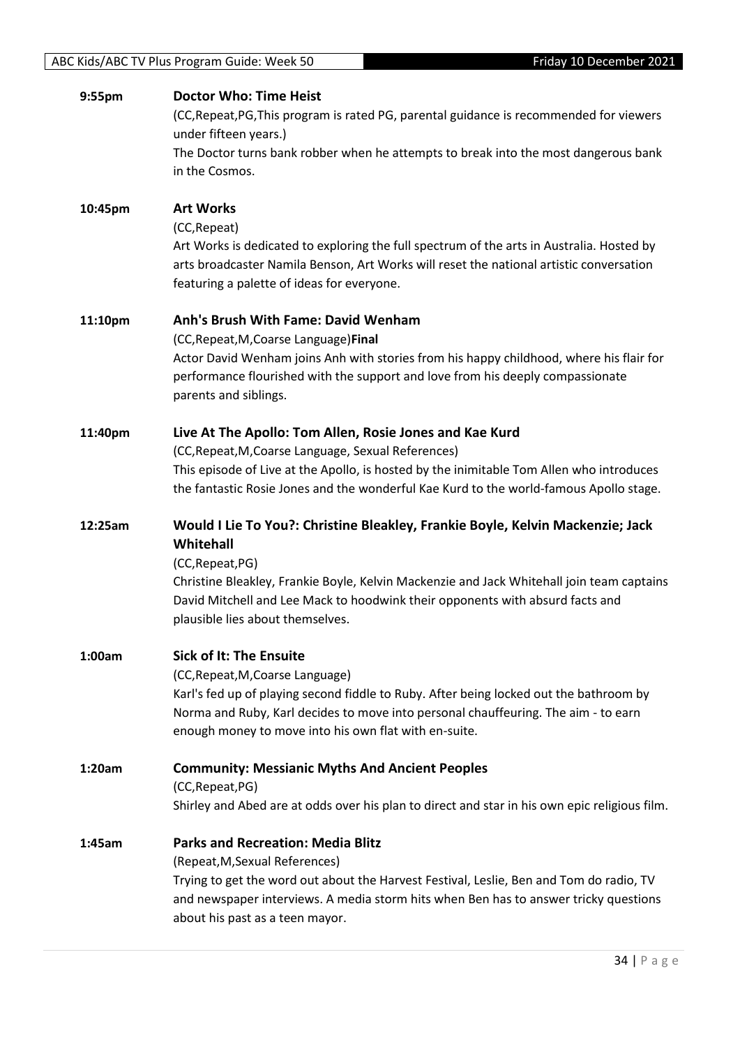**9:55pm** **Doctor Who: Time Heist**

(CC,Repeat,PG,This program is rated PG, parental guidance is recommended for viewers under fifteen years.)

The Doctor turns bank robber when he attempts to break into the most dangerous bank in the Cosmos.

**10:45pm** **Art Works**

(CC,Repeat)

Art Works is dedicated to exploring the full spectrum of the arts in Australia. Hosted by arts broadcaster Namila Benson, Art Works will reset the national artistic conversation featuring a palette of ideas for everyone.

**11:10pm** **Anh's Brush With Fame: David Wenham**

(CC,Repeat,M,Coarse Language)**Final**

Actor David Wenham joins Anh with stories from his happy childhood, where his flair for performance flourished with the support and love from his deeply compassionate parents and siblings.

**11:40pm** **Live At The Apollo: Tom Allen, Rosie Jones and Kae Kurd**

(CC,Repeat,M,Coarse Language, Sexual References)

This episode of Live at the Apollo, is hosted by the inimitable Tom Allen who introduces the fantastic Rosie Jones and the wonderful Kae Kurd to the world-famous Apollo stage.

**12:25am** **Would I Lie To You?: Christine Bleakley, Frankie Boyle, Kelvin Mackenzie; Jack Whitehall**

(CC,Repeat,PG)

Christine Bleakley, Frankie Boyle, Kelvin Mackenzie and Jack Whitehall join team captains David Mitchell and Lee Mack to hoodwink their opponents with absurd facts and plausible lies about themselves.

**1:00am** **Sick of It: The Ensuite**

(CC,Repeat,M,Coarse Language)

Karl's fed up of playing second fiddle to Ruby. After being locked out the bathroom by Norma and Ruby, Karl decides to move into personal chauffeuring. The aim - to earn enough money to move into his own flat with en-suite.

**1:20am** **Community: Messianic Myths And Ancient Peoples**

(CC,Repeat,PG)

Shirley and Abed are at odds over his plan to direct and star in his own epic religious film.

**1:45am** **Parks and Recreation: Media Blitz**

(Repeat,M,Sexual References)

Trying to get the word out about the Harvest Festival, Leslie, Ben and Tom do radio, TV and newspaper interviews. A media storm hits when Ben has to answer tricky questions about his past as a teen mayor.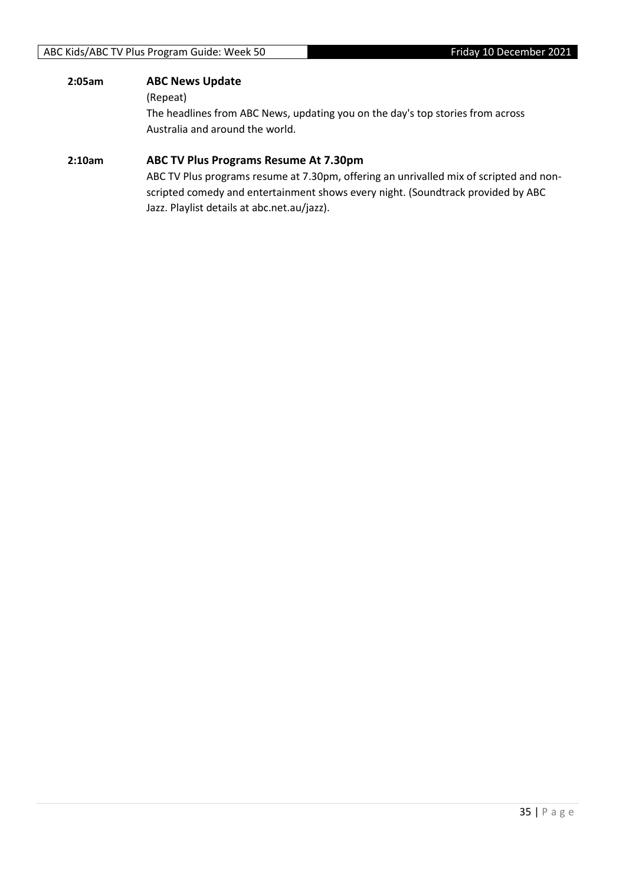**2:05am** **ABC News Update**

(Repeat)

The headlines from ABC News, updating you on the day's top stories from across Australia and around the world.

**2:10am** **ABC TV Plus Programs Resume At 7.30pm**

ABC TV Plus programs resume at 7.30pm, offering an unrivalled mix of scripted and non-scripted comedy and entertainment shows every night. (Soundtrack provided by ABC Jazz. Playlist details at abc.net.au/jazz).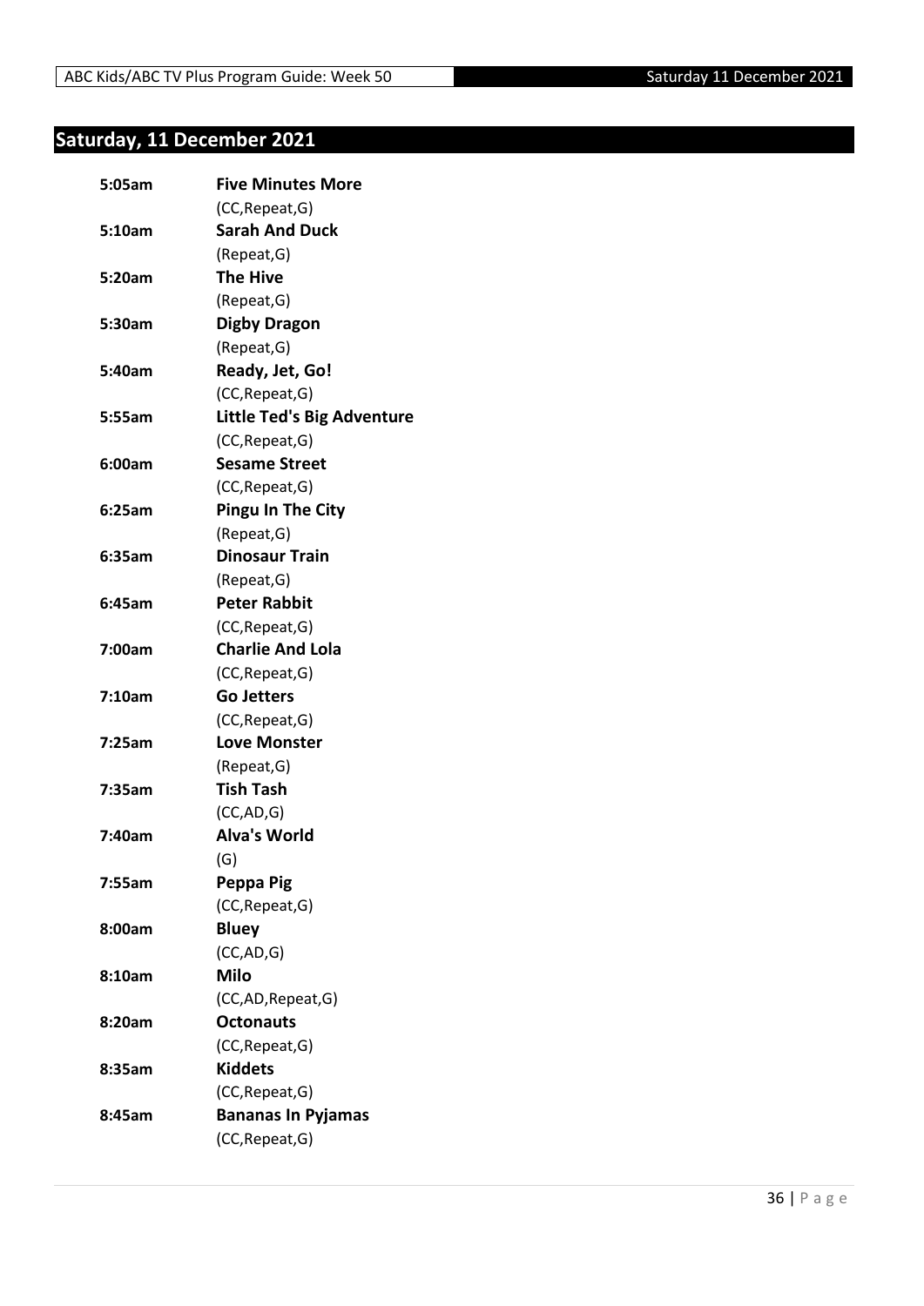## Saturday, 11 December 2021

**5:05am** **Five Minutes More**
(CC,Repeat,G)

**5:10am** **Sarah And Duck**
(Repeat,G)

**5:20am** **The Hive**
(Repeat,G)

**5:30am** **Digby Dragon**
(Repeat,G)

**5:40am** **Ready, Jet, Go!**
(CC,Repeat,G)

**5:55am** **Little Ted's Big Adventure**
(CC,Repeat,G)

**6:00am** **Sesame Street**
(CC,Repeat,G)

**6:25am** **Pingu In The City**
(Repeat,G)

**6:35am** **Dinosaur Train**
(Repeat,G)

**6:45am** **Peter Rabbit**
(CC,Repeat,G)

**7:00am** **Charlie And Lola**
(CC,Repeat,G)

**7:10am** **Go Jetters**
(CC,Repeat,G)

**7:25am** **Love Monster**
(Repeat,G)

**7:35am** **Tish Tash**
(CC,AD,G)

**7:40am** **Alva's World**
(G)

**7:55am** **Peppa Pig**
(CC,Repeat,G)

**8:00am** **Bluey**
(CC,AD,G)

**8:10am** **Milo**
(CC,AD,Repeat,G)

**8:20am** **Octonauts**
(CC,Repeat,G)

**8:35am** **Kiddets**
(CC,Repeat,G)

**8:45am** **Bananas In Pyjamas**
(CC,Repeat,G)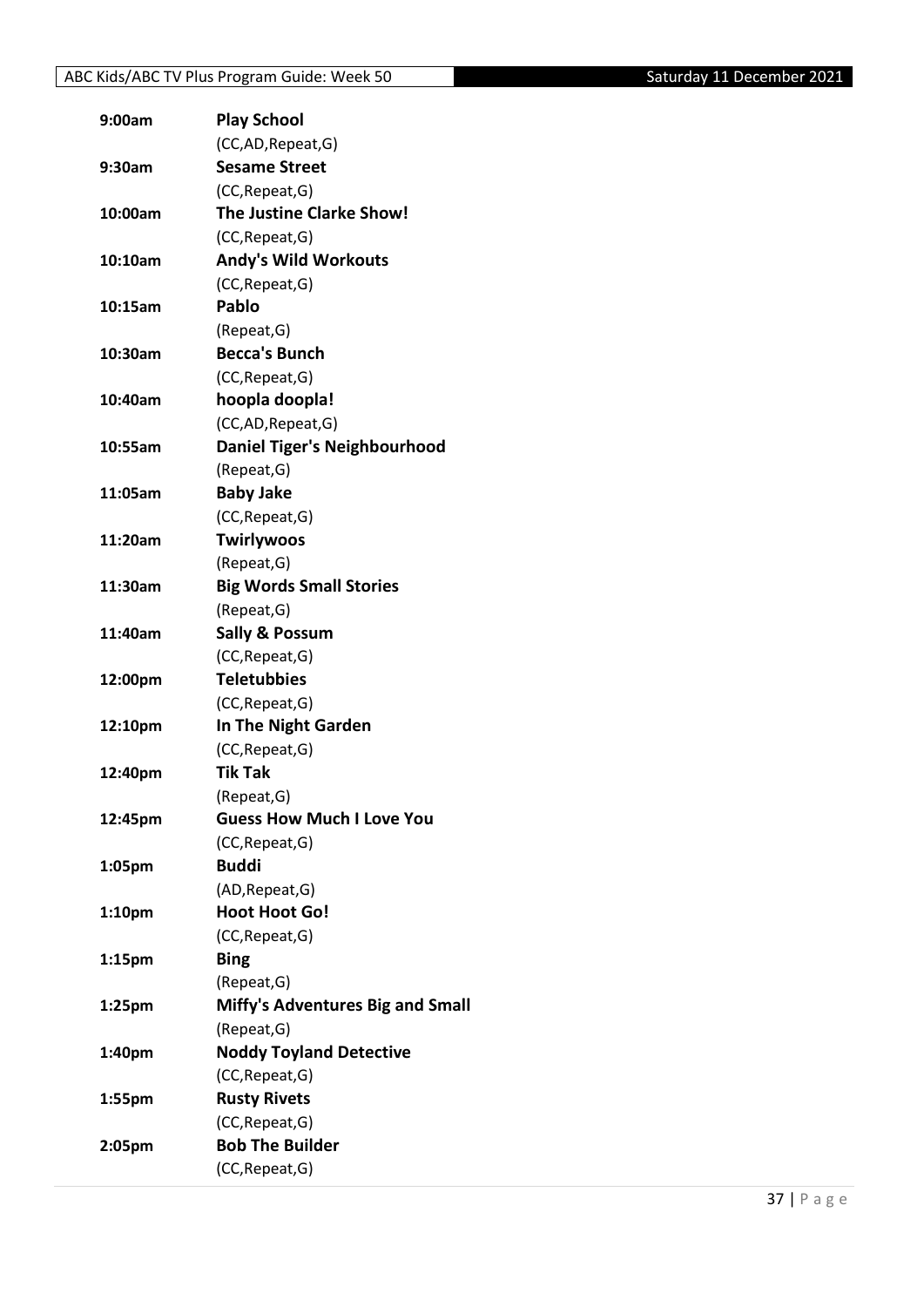| | |
|---|---|
| **9:00am** | **Play School** |
| | (CC,AD,Repeat,G) |
| **9:30am** | **Sesame Street** |
| | (CC,Repeat,G) |
| **10:00am** | **The Justine Clarke Show!** |
| | (CC,Repeat,G) |
| **10:10am** | **Andy's Wild Workouts** |
| | (CC,Repeat,G) |
| **10:15am** | **Pablo** |
| | (Repeat,G) |
| **10:30am** | **Becca's Bunch** |
| | (CC,Repeat,G) |
| **10:40am** | **hoopla doopla!** |
| | (CC,AD,Repeat,G) |
| **10:55am** | **Daniel Tiger's Neighbourhood** |
| | (Repeat,G) |
| **11:05am** | **Baby Jake** |
| | (CC,Repeat,G) |
| **11:20am** | **Twirlywoos** |
| | (Repeat,G) |
| **11:30am** | **Big Words Small Stories** |
| | (Repeat,G) |
| **11:40am** | **Sally & Possum** |
| | (CC,Repeat,G) |
| **12:00pm** | **Teletubbies** |
| | (CC,Repeat,G) |
| **12:10pm** | **In The Night Garden** |
| | (CC,Repeat,G) |
| **12:40pm** | **Tik Tak** |
| | (Repeat,G) |
| **12:45pm** | **Guess How Much I Love You** |
| | (CC,Repeat,G) |
| **1:05pm** | **Buddi** |
| | (AD,Repeat,G) |
| **1:10pm** | **Hoot Hoot Go!** |
| | (CC,Repeat,G) |
| **1:15pm** | **Bing** |
| | (Repeat,G) |
| **1:25pm** | **Miffy's Adventures Big and Small** |
| | (Repeat,G) |
| **1:40pm** | **Noddy Toyland Detective** |
| | (CC,Repeat,G) |
| **1:55pm** | **Rusty Rivets** |
| | (CC,Repeat,G) |
| **2:05pm** | **Bob The Builder** |
| | (CC,Repeat,G) |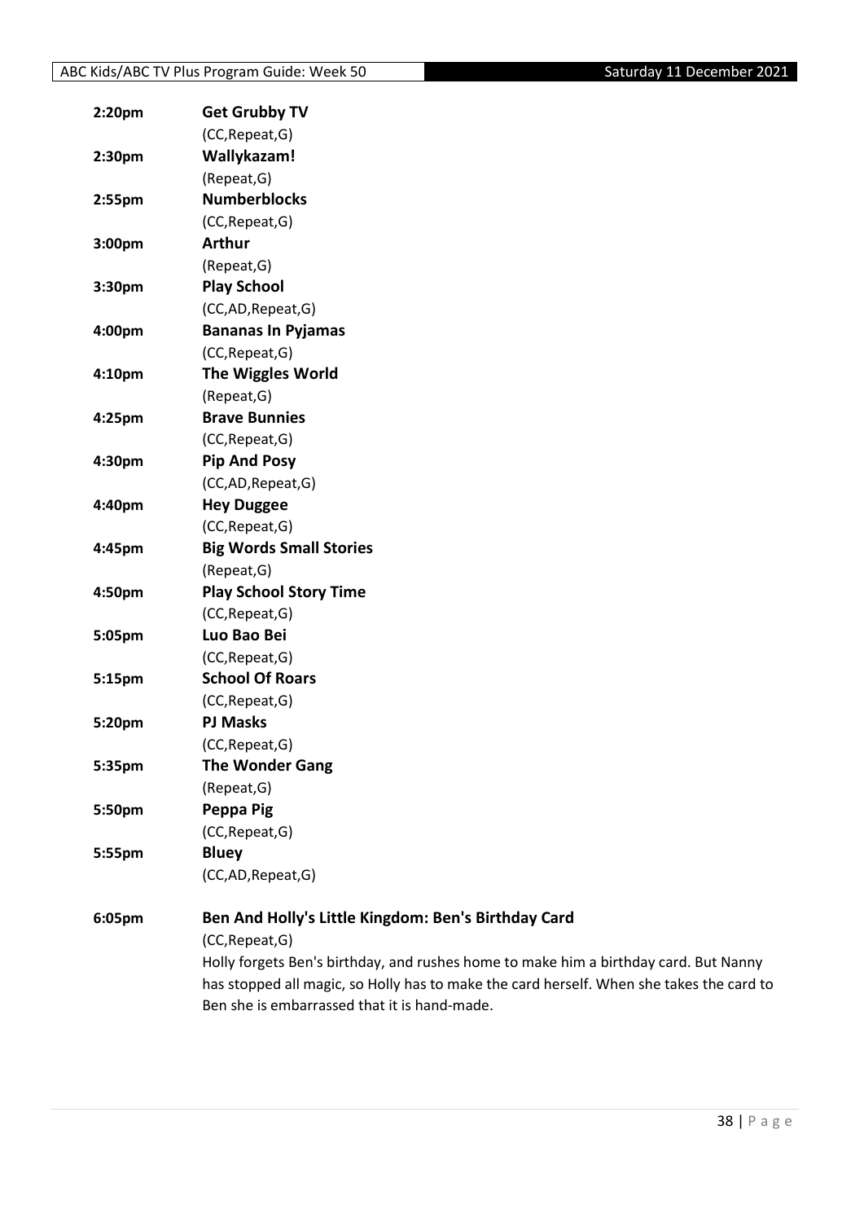| | |
|---|---|
| **2:20pm** | **Get Grubby TV** |
| | (CC,Repeat,G) |
| **2:30pm** | **Wallykazam!** |
| | (Repeat,G) |
| **2:55pm** | **Numberblocks** |
| | (CC,Repeat,G) |
| **3:00pm** | **Arthur** |
| | (Repeat,G) |
| **3:30pm** | **Play School** |
| | (CC,AD,Repeat,G) |
| **4:00pm** | **Bananas In Pyjamas** |
| | (CC,Repeat,G) |
| **4:10pm** | **The Wiggles World** |
| | (Repeat,G) |
| **4:25pm** | **Brave Bunnies** |
| | (CC,Repeat,G) |
| **4:30pm** | **Pip And Posy** |
| | (CC,AD,Repeat,G) |
| **4:40pm** | **Hey Duggee** |
| | (CC,Repeat,G) |
| **4:45pm** | **Big Words Small Stories** |
| | (Repeat,G) |
| **4:50pm** | **Play School Story Time** |
| | (CC,Repeat,G) |
| **5:05pm** | **Luo Bao Bei** |
| | (CC,Repeat,G) |
| **5:15pm** | **School Of Roars** |
| | (CC,Repeat,G) |
| **5:20pm** | **PJ Masks** |
| | (CC,Repeat,G) |
| **5:35pm** | **The Wonder Gang** |
| | (Repeat,G) |
| **5:50pm** | **Peppa Pig** |
| | (CC,Repeat,G) |
| **5:55pm** | **Bluey** |
| | (CC,AD,Repeat,G) |

**6:05pm** **Ben And Holly's Little Kingdom: Ben's Birthday Card**

(CC,Repeat,G)

Holly forgets Ben's birthday, and rushes home to make him a birthday card. But Nanny has stopped all magic, so Holly has to make the card herself. When she takes the card to Ben she is embarrassed that it is hand-made.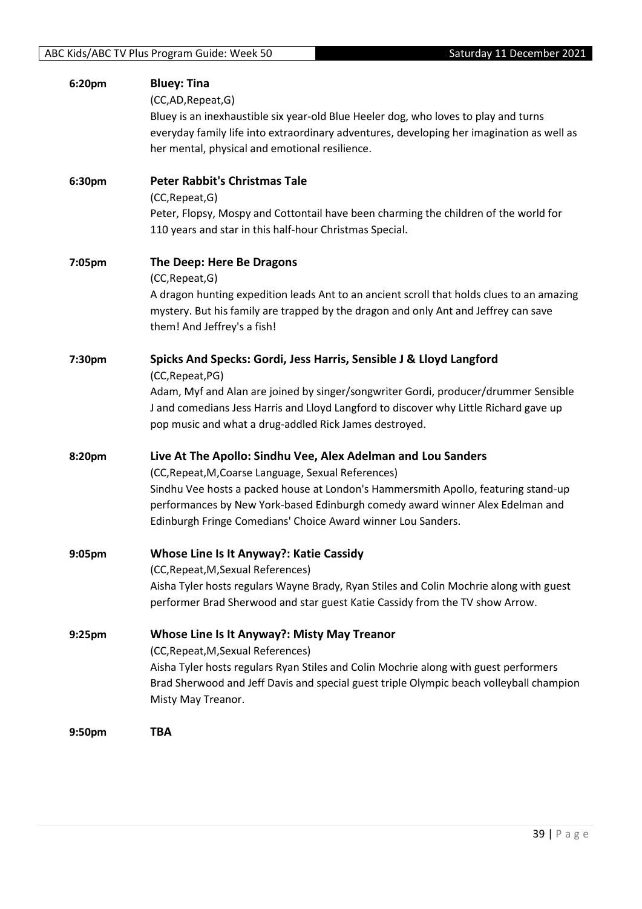**6:20pm** **Bluey: Tina**

(CC,AD,Repeat,G)

Bluey is an inexhaustible six year-old Blue Heeler dog, who loves to play and turns everyday family life into extraordinary adventures, developing her imagination as well as her mental, physical and emotional resilience.

**6:30pm** **Peter Rabbit's Christmas Tale**

(CC,Repeat,G)

Peter, Flopsy, Mospy and Cottontail have been charming the children of the world for 110 years and star in this half-hour Christmas Special.

**7:05pm** **The Deep: Here Be Dragons**

(CC,Repeat,G)

A dragon hunting expedition leads Ant to an ancient scroll that holds clues to an amazing mystery. But his family are trapped by the dragon and only Ant and Jeffrey can save them! And Jeffrey's a fish!

**7:30pm** **Spicks And Specks: Gordi, Jess Harris, Sensible J & Lloyd Langford**

(CC,Repeat,PG)

Adam, Myf and Alan are joined by singer/songwriter Gordi, producer/drummer Sensible J and comedians Jess Harris and Lloyd Langford to discover why Little Richard gave up pop music and what a drug-addled Rick James destroyed.

**8:20pm** **Live At The Apollo: Sindhu Vee, Alex Adelman and Lou Sanders**

(CC,Repeat,M,Coarse Language, Sexual References)

Sindhu Vee hosts a packed house at London's Hammersmith Apollo, featuring stand-up performances by New York-based Edinburgh comedy award winner Alex Edelman and Edinburgh Fringe Comedians' Choice Award winner Lou Sanders.

**9:05pm** **Whose Line Is It Anyway?: Katie Cassidy**

(CC,Repeat,M,Sexual References)

Aisha Tyler hosts regulars Wayne Brady, Ryan Stiles and Colin Mochrie along with guest performer Brad Sherwood and star guest Katie Cassidy from the TV show Arrow.

**9:25pm** **Whose Line Is It Anyway?: Misty May Treanor**

(CC,Repeat,M,Sexual References)

Aisha Tyler hosts regulars Ryan Stiles and Colin Mochrie along with guest performers Brad Sherwood and Jeff Davis and special guest triple Olympic beach volleyball champion Misty May Treanor.

**9:50pm** **TBA**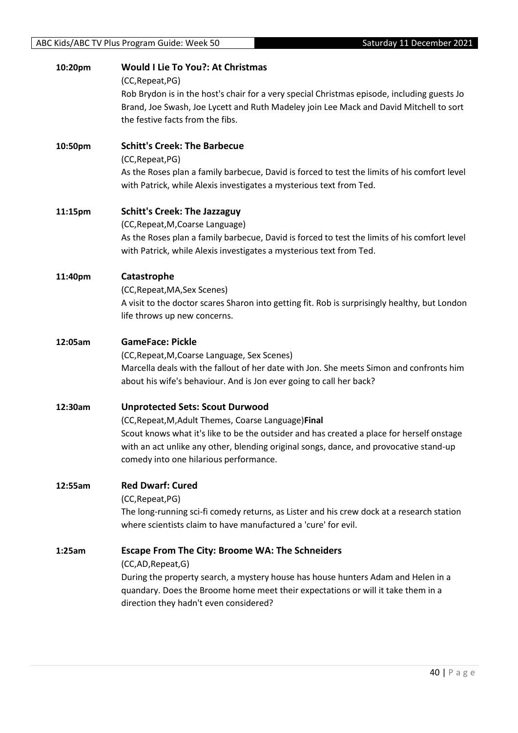**10:20pm** **Would I Lie To You?: At Christmas**

(CC,Repeat,PG)

Rob Brydon is in the host's chair for a very special Christmas episode, including guests Jo Brand, Joe Swash, Joe Lycett and Ruth Madeley join Lee Mack and David Mitchell to sort the festive facts from the fibs.

**10:50pm** **Schitt's Creek: The Barbecue**

(CC,Repeat,PG)

As the Roses plan a family barbecue, David is forced to test the limits of his comfort level with Patrick, while Alexis investigates a mysterious text from Ted.

**11:15pm** **Schitt's Creek: The Jazzaguy**

(CC,Repeat,M,Coarse Language)

As the Roses plan a family barbecue, David is forced to test the limits of his comfort level with Patrick, while Alexis investigates a mysterious text from Ted.

**11:40pm** **Catastrophe**

(CC,Repeat,MA,Sex Scenes)

A visit to the doctor scares Sharon into getting fit. Rob is surprisingly healthy, but London life throws up new concerns.

**12:05am** **GameFace: Pickle**

(CC,Repeat,M,Coarse Language, Sex Scenes)

Marcella deals with the fallout of her date with Jon. She meets Simon and confronts him about his wife's behaviour. And is Jon ever going to call her back?

**12:30am** **Unprotected Sets: Scout Durwood**

(CC,Repeat,M,Adult Themes, Coarse Language)**Final**

Scout knows what it's like to be the outsider and has created a place for herself onstage with an act unlike any other, blending original songs, dance, and provocative stand-up comedy into one hilarious performance.

**12:55am** **Red Dwarf: Cured**

(CC,Repeat,PG)

The long-running sci-fi comedy returns, as Lister and his crew dock at a research station where scientists claim to have manufactured a 'cure' for evil.

**1:25am** **Escape From The City: Broome WA: The Schneiders**

(CC,AD,Repeat,G)

During the property search, a mystery house has house hunters Adam and Helen in a quandary. Does the Broome home meet their expectations or will it take them in a direction they hadn't even considered?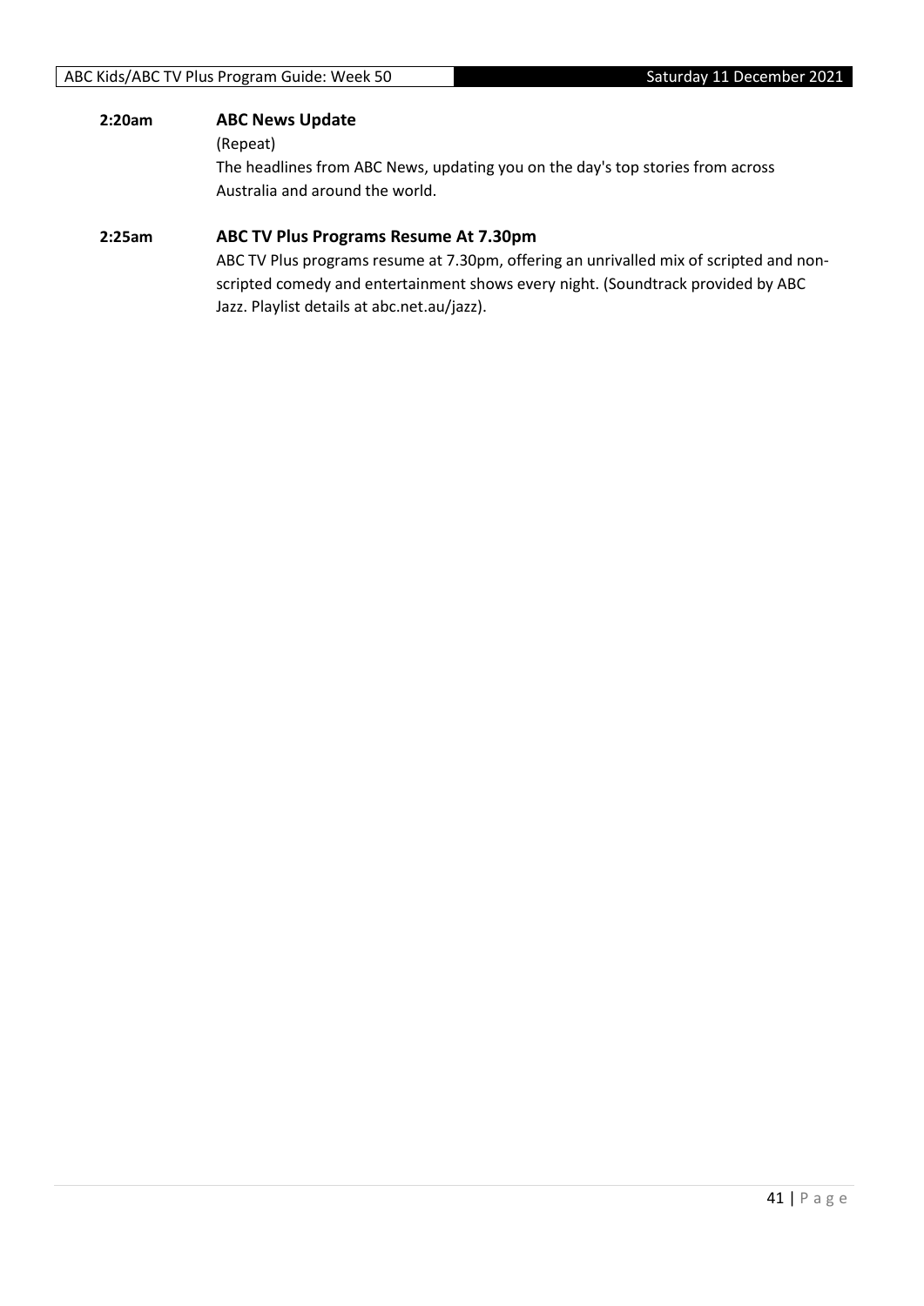**2:20am** **ABC News Update**

(Repeat)

The headlines from ABC News, updating you on the day's top stories from across Australia and around the world.

**2:25am** **ABC TV Plus Programs Resume At 7.30pm**

ABC TV Plus programs resume at 7.30pm, offering an unrivalled mix of scripted and non-scripted comedy and entertainment shows every night. (Soundtrack provided by ABC Jazz. Playlist details at abc.net.au/jazz).